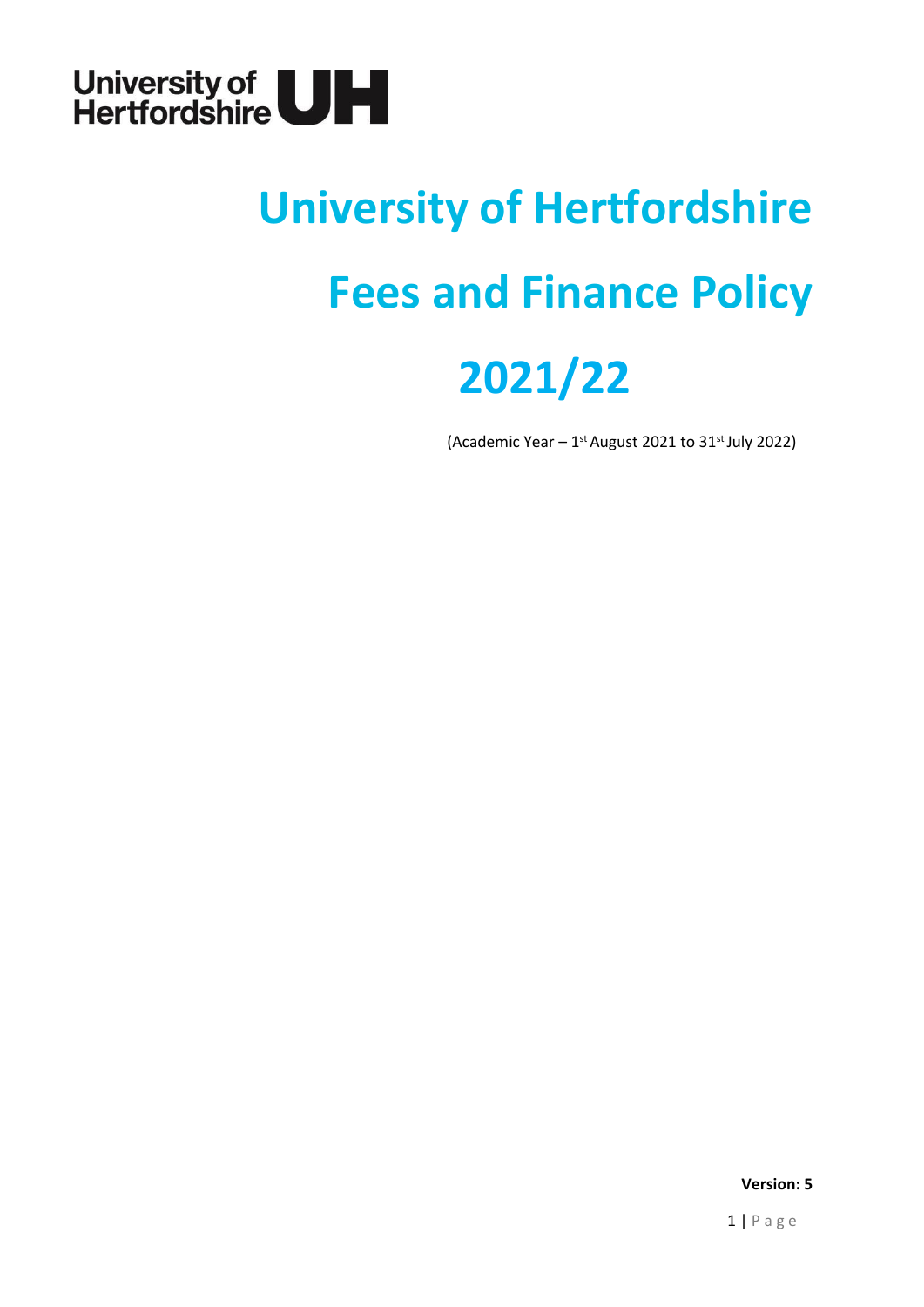University of Hertfordshire

# University of Hertfordshire

# Fees and Finance Policy

# 2021/22

(Academic Year – 1st August 2021 to 31st July 2022)

**Version: 5**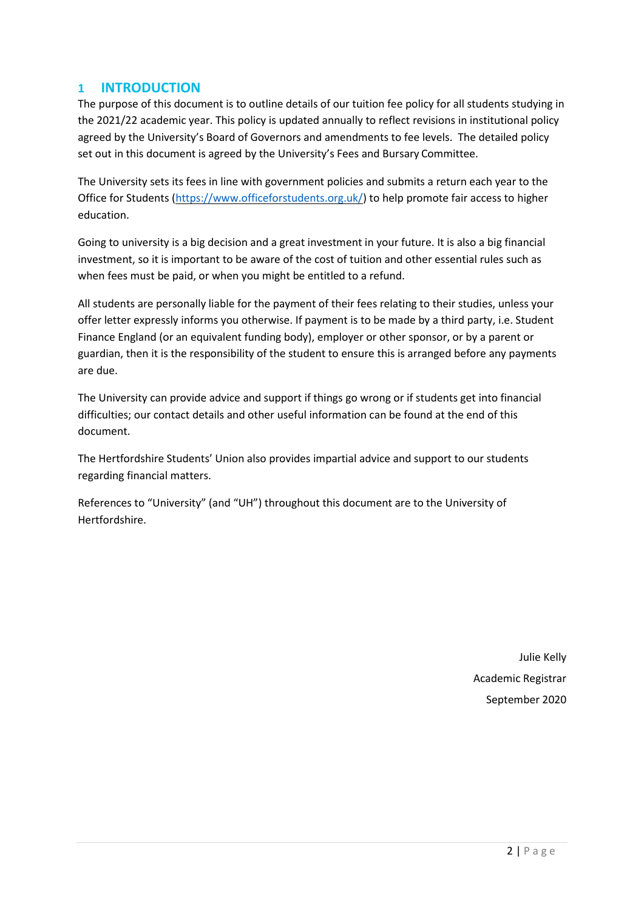# 1 INTRODUCTION

The purpose of this document is to outline details of our tuition fee policy for all students studying in the 2021/22 academic year. This policy is updated annually to reflect revisions in institutional policy agreed by the University's Board of Governors and amendments to fee levels. The detailed policy set out in this document is agreed by the University's Fees and Bursary Committee.

The University sets its fees in line with government policies and submits a return each year to the Office for Students (https://www.officeforstudents.org.uk/) to help promote fair access to higher education.

Going to university is a big decision and a great investment in your future. It is also a big financial investment, so it is important to be aware of the cost of tuition and other essential rules such as when fees must be paid, or when you might be entitled to a refund.

All students are personally liable for the payment of their fees relating to their studies, unless your offer letter expressly informs you otherwise. If payment is to be made by a third party, i.e. Student Finance England (or an equivalent funding body), employer or other sponsor, or by a parent or guardian, then it is the responsibility of the student to ensure this is arranged before any payments are due.

The University can provide advice and support if things go wrong or if students get into financial difficulties; our contact details and other useful information can be found at the end of this document.

The Hertfordshire Students' Union also provides impartial advice and support to our students regarding financial matters.

References to "University" (and "UH") throughout this document are to the University of Hertfordshire.

Julie Kelly
Academic Registrar
September 2020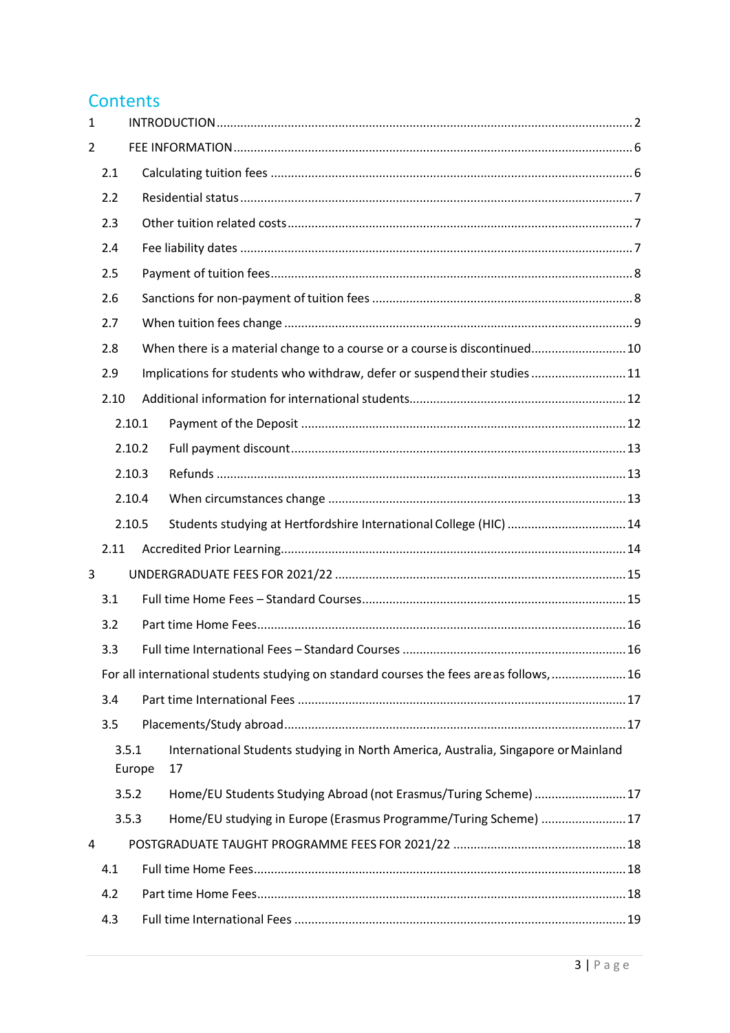## Contents

1 INTRODUCTION ........................................................................................................ 2

2 FEE INFORMATION .................................................................................................. 6

- 2.1 Calculating tuition fees ........................................................................................ 6
- 2.2 Residential status ................................................................................................ 7
- 2.3 Other tuition related costs .................................................................................. 7
- 2.4 Fee liability dates ................................................................................................ 7
- 2.5 Payment of tuition fees ........................................................................................ 8
- 2.6 Sanctions for non-payment of tuition fees ........................................................... 8
- 2.7 When tuition fees change ..................................................................................... 9
- 2.8 When there is a material change to a course or a course is discontinued ............ 10
- 2.9 Implications for students who withdraw, defer or suspend their studies ............ 11
- 2.10 Additional information for international students ............................................. 12
  - 2.10.1 Payment of the Deposit ............................................................................. 12
  - 2.10.2 Full payment discount ................................................................................ 13
  - 2.10.3 Refunds ..................................................................................................... 13
  - 2.10.4 When circumstances change ..................................................................... 13
  - 2.10.5 Students studying at Hertfordshire International College (HIC) ................ 14
- 2.11 Accredited Prior Learning ................................................................................... 14

3 UNDERGRADUATE FEES FOR 2021/22 ..................................................................... 15

- 3.1 Full time Home Fees – Standard Courses ............................................................ 15
- 3.2 Part time Home Fees ........................................................................................... 16
- 3.3 Full time International Fees – Standard Courses ................................................ 16
- For all international students studying on standard courses the fees are as follows, ..................... 16
- 3.4 Part time International Fees ............................................................................... 17
- 3.5 Placements/Study abroad .................................................................................... 17
  - 3.5.1 International Students studying in North America, Australia, Singapore or Mainland Europe 17
  - 3.5.2 Home/EU Students Studying Abroad (not Erasmus/Turing Scheme) ............... 17
  - 3.5.3 Home/EU studying in Europe (Erasmus Programme/Turing Scheme) ............. 17

4 POSTGRADUATE TAUGHT PROGRAMME FEES FOR 2021/22 ..................................... 18

- 4.1 Full time Home Fees ............................................................................................ 18
- 4.2 Part time Home Fees ........................................................................................... 18
- 4.3 Full time International Fees ................................................................................ 19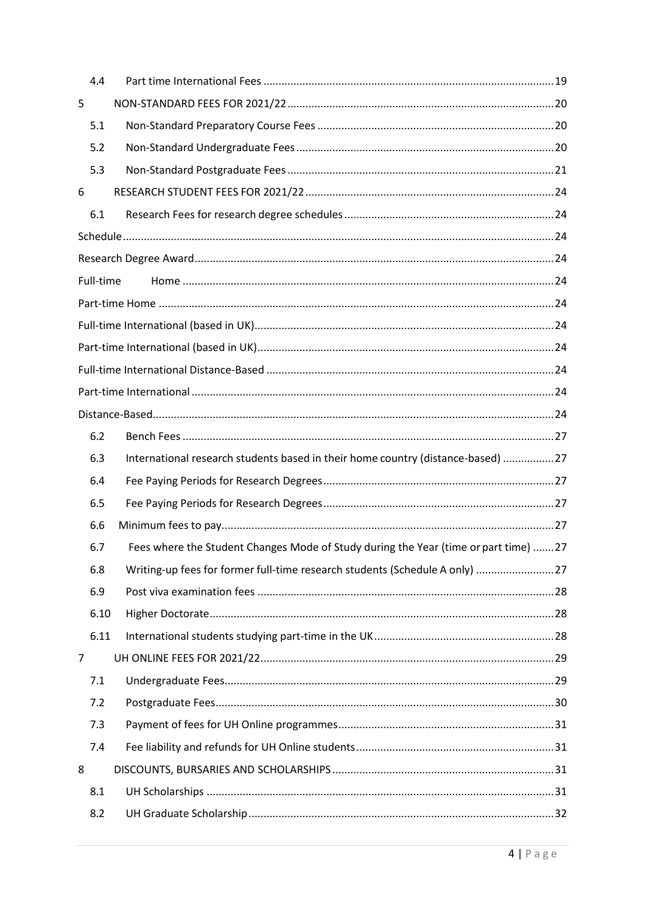| | | |
|---|---|---|
| 4.4 | Part time International Fees | 19 |
| 5 | NON-STANDARD FEES FOR 2021/22 | 20 |
| 5.1 | Non-Standard Preparatory Course Fees | 20 |
| 5.2 | Non-Standard Undergraduate Fees | 20 |
| 5.3 | Non-Standard Postgraduate Fees | 21 |
| 6 | RESEARCH STUDENT FEES FOR 2021/22 | 24 |
| 6.1 | Research Fees for research degree schedules | 24 |
| Schedule | | 24 |
| Research Degree Award | | 24 |
| Full-time Home | | 24 |
| Part-time Home | | 24 |
| Full-time International (based in UK) | | 24 |
| Part-time International (based in UK) | | 24 |
| Full-time International Distance-Based | | 24 |
| Part-time International | | 24 |
| Distance-Based | | 24 |
| 6.2 | Bench Fees | 27 |
| 6.3 | International research students based in their home country (distance-based) | 27 |
| 6.4 | Fee Paying Periods for Research Degrees | 27 |
| 6.5 | Fee Paying Periods for Research Degrees | 27 |
| 6.6 | Minimum fees to pay | 27 |
| 6.7 | Fees where the Student Changes Mode of Study during the Year (time or part time) | 27 |
| 6.8 | Writing-up fees for former full-time research students (Schedule A only) | 27 |
| 6.9 | Post viva examination fees | 28 |
| 6.10 | Higher Doctorate | 28 |
| 6.11 | International students studying part-time in the UK | 28 |
| 7 | UH ONLINE FEES FOR 2021/22 | 29 |
| 7.1 | Undergraduate Fees | 29 |
| 7.2 | Postgraduate Fees | 30 |
| 7.3 | Payment of fees for UH Online programmes | 31 |
| 7.4 | Fee liability and refunds for UH Online students | 31 |
| 8 | DISCOUNTS, BURSARIES AND SCHOLARSHIPS | 31 |
| 8.1 | UH Scholarships | 31 |
| 8.2 | UH Graduate Scholarship | 32 |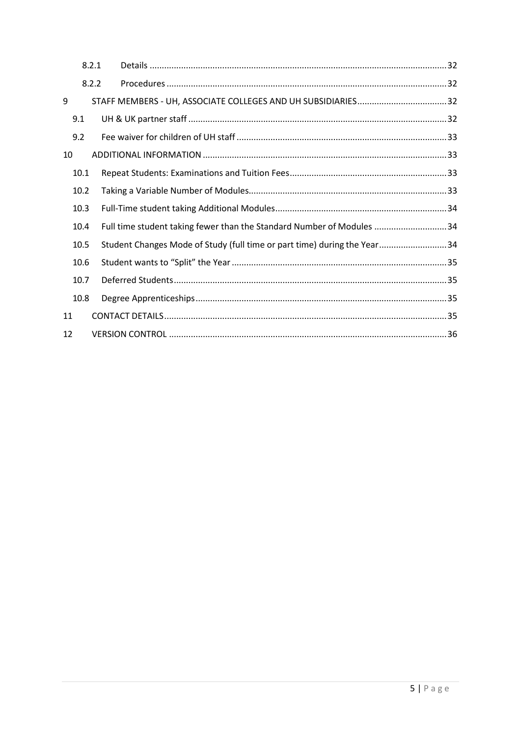| | | |
|---|---|---|
| 8.2.1 | Details | 32 |
| 8.2.2 | Procedures | 32 |
| 9 | STAFF MEMBERS - UH, ASSOCIATE COLLEGES AND UH SUBSIDIARIES | 32 |
| 9.1 | UH & UK partner staff | 32 |
| 9.2 | Fee waiver for children of UH staff | 33 |
| 10 | ADDITIONAL INFORMATION | 33 |
| 10.1 | Repeat Students: Examinations and Tuition Fees | 33 |
| 10.2 | Taking a Variable Number of Modules | 33 |
| 10.3 | Full-Time student taking Additional Modules | 34 |
| 10.4 | Full time student taking fewer than the Standard Number of Modules | 34 |
| 10.5 | Student Changes Mode of Study (full time or part time) during the Year | 34 |
| 10.6 | Student wants to "Split" the Year | 35 |
| 10.7 | Deferred Students | 35 |
| 10.8 | Degree Apprenticeships | 35 |
| 11 | CONTACT DETAILS | 35 |
| 12 | VERSION CONTROL | 36 |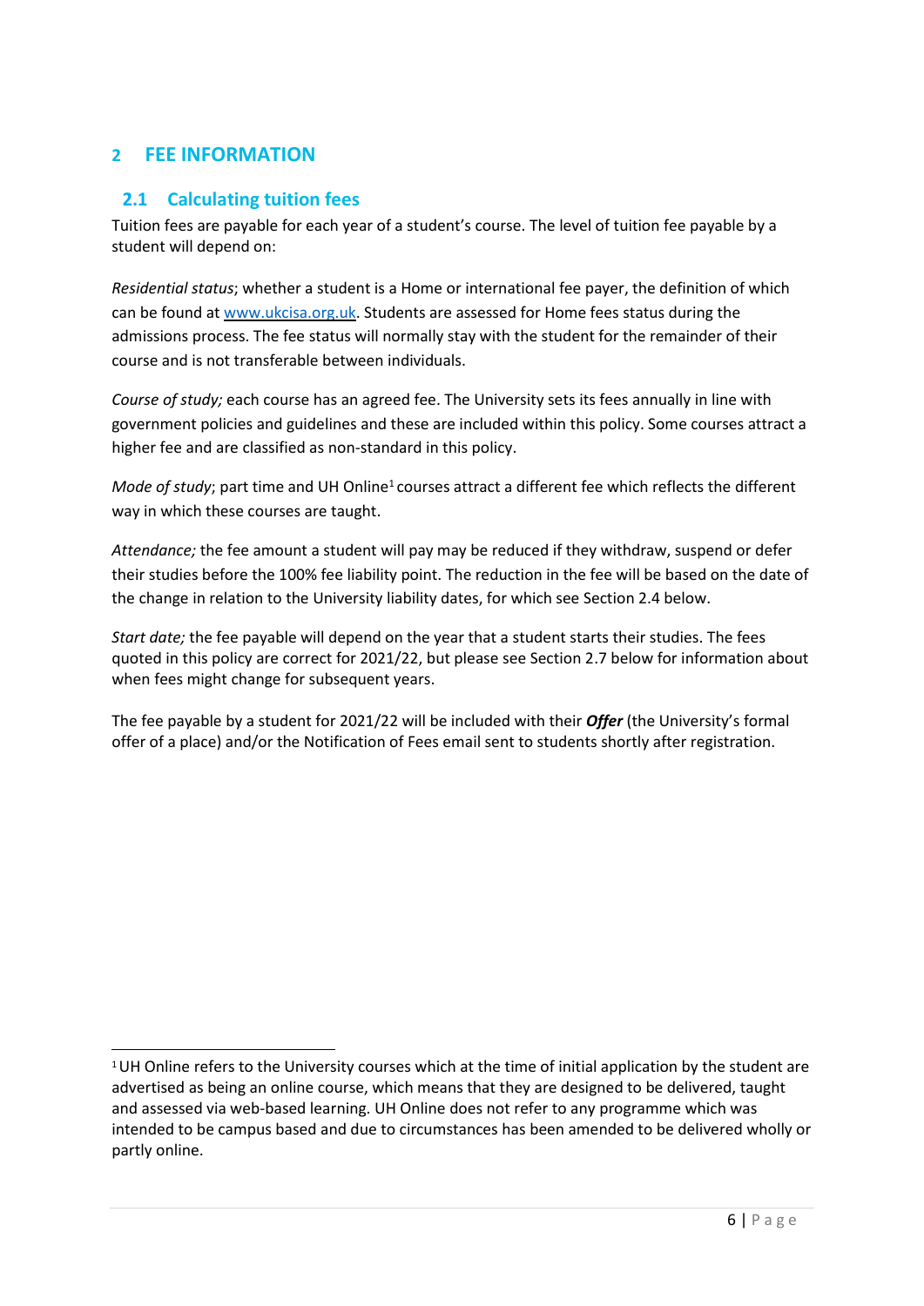## 2 FEE INFORMATION

### 2.1 Calculating tuition fees

Tuition fees are payable for each year of a student's course. The level of tuition fee payable by a student will depend on:

*Residential status*; whether a student is a Home or international fee payer, the definition of which can be found at [www.ukcisa.org.uk](http://www.ukcisa.org.uk). Students are assessed for Home fees status during the admissions process. The fee status will normally stay with the student for the remainder of their course and is not transferable between individuals.

*Course of study;* each course has an agreed fee. The University sets its fees annually in line with government policies and guidelines and these are included within this policy. Some courses attract a higher fee and are classified as non-standard in this policy.

*Mode of study*; part time and UH Online[1] courses attract a different fee which reflects the different way in which these courses are taught.

*Attendance;* the fee amount a student will pay may be reduced if they withdraw, suspend or defer their studies before the 100% fee liability point. The reduction in the fee will be based on the date of the change in relation to the University liability dates, for which see Section 2.4 below.

*Start date;* the fee payable will depend on the year that a student starts their studies. The fees quoted in this policy are correct for 2021/22, but please see Section 2.7 below for information about when fees might change for subsequent years.

The fee payable by a student for 2021/22 will be included with their ***Offer*** (the University's formal offer of a place) and/or the Notification of Fees email sent to students shortly after registration.

---

[1] UH Online refers to the University courses which at the time of initial application by the student are advertised as being an online course, which means that they are designed to be delivered, taught and assessed via web-based learning. UH Online does not refer to any programme which was intended to be campus based and due to circumstances has been amended to be delivered wholly or partly online.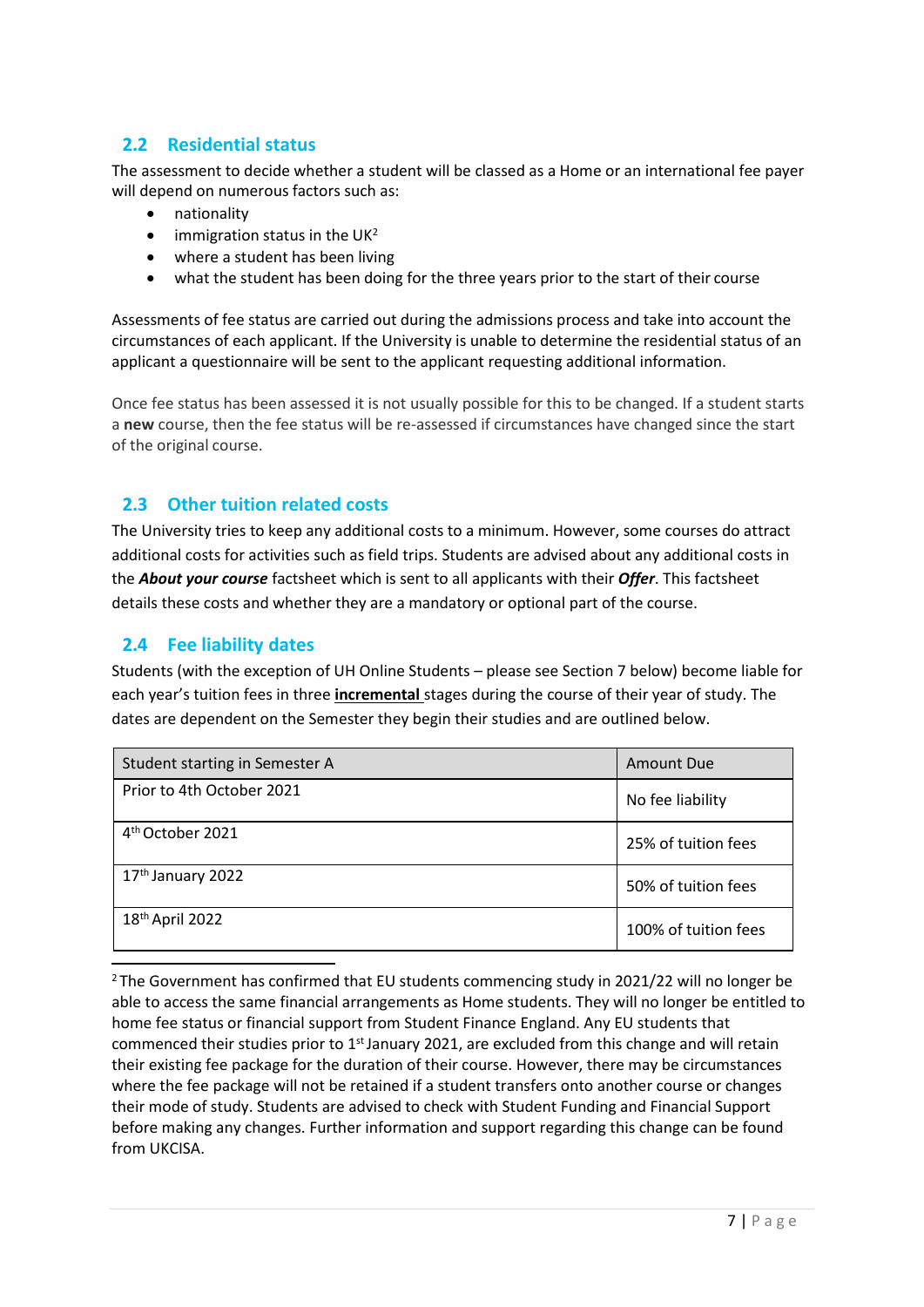## 2.2 Residential status

The assessment to decide whether a student will be classed as a Home or an international fee payer will depend on numerous factors such as:

- nationality
- immigration status in the UK[2]
- where a student has been living
- what the student has been doing for the three years prior to the start of their course

Assessments of fee status are carried out during the admissions process and take into account the circumstances of each applicant. If the University is unable to determine the residential status of an applicant a questionnaire will be sent to the applicant requesting additional information.

Once fee status has been assessed it is not usually possible for this to be changed. If a student starts a **new** course, then the fee status will be re-assessed if circumstances have changed since the start of the original course.

## 2.3 Other tuition related costs

The University tries to keep any additional costs to a minimum. However, some courses do attract additional costs for activities such as field trips. Students are advised about any additional costs in the ***About your course*** factsheet which is sent to all applicants with their ***Offer***. This factsheet details these costs and whether they are a mandatory or optional part of the course.

## 2.4 Fee liability dates

Students (with the exception of UH Online Students – please see Section 7 below) become liable for each year's tuition fees in three **incremental** stages during the course of their year of study. The dates are dependent on the Semester they begin their studies and are outlined below.

| Student starting in Semester A | Amount Due |
|---|---|
| Prior to 4th October 2021 | No fee liability |
| 4th October 2021 | 25% of tuition fees |
| 17th January 2022 | 50% of tuition fees |
| 18th April 2022 | 100% of tuition fees |

---

[2] The Government has confirmed that EU students commencing study in 2021/22 will no longer be able to access the same financial arrangements as Home students. They will no longer be entitled to home fee status or financial support from Student Finance England. Any EU students that commenced their studies prior to 1st January 2021, are excluded from this change and will retain their existing fee package for the duration of their course. However, there may be circumstances where the fee package will not be retained if a student transfers onto another course or changes their mode of study. Students are advised to check with Student Funding and Financial Support before making any changes. Further information and support regarding this change can be found from UKCISA.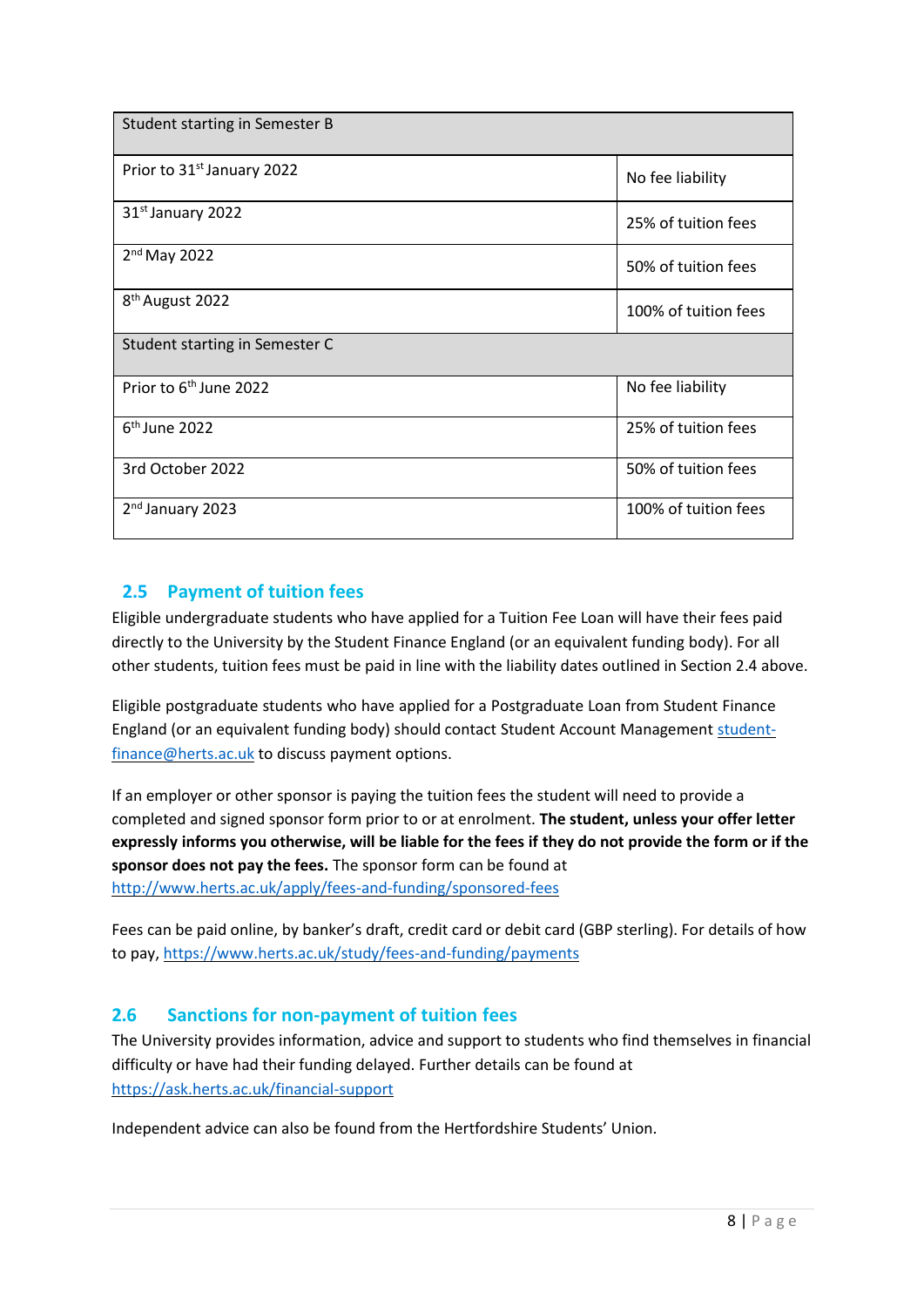| Student starting in Semester B | |
|---|---|
| Prior to 31st January 2022 | No fee liability |
| 31st January 2022 | 25% of tuition fees |
| 2nd May 2022 | 50% of tuition fees |
| 8th August 2022 | 100% of tuition fees |
| Student starting in Semester C | |
| Prior to 6th June 2022 | No fee liability |
| 6th June 2022 | 25% of tuition fees |
| 3rd October 2022 | 50% of tuition fees |
| 2nd January 2023 | 100% of tuition fees |

## 2.5 Payment of tuition fees

Eligible undergraduate students who have applied for a Tuition Fee Loan will have their fees paid directly to the University by the Student Finance England (or an equivalent funding body). For all other students, tuition fees must be paid in line with the liability dates outlined in Section 2.4 above.

Eligible postgraduate students who have applied for a Postgraduate Loan from Student Finance England (or an equivalent funding body) should contact Student Account Management student-finance@herts.ac.uk to discuss payment options.

If an employer or other sponsor is paying the tuition fees the student will need to provide a completed and signed sponsor form prior to or at enrolment. **The student, unless your offer letter expressly informs you otherwise, will be liable for the fees if they do not provide the form or if the sponsor does not pay the fees.** The sponsor form can be found at http://www.herts.ac.uk/apply/fees-and-funding/sponsored-fees

Fees can be paid online, by banker's draft, credit card or debit card (GBP sterling). For details of how to pay, https://www.herts.ac.uk/study/fees-and-funding/payments

## 2.6 Sanctions for non-payment of tuition fees

The University provides information, advice and support to students who find themselves in financial difficulty or have had their funding delayed. Further details can be found at https://ask.herts.ac.uk/financial-support

Independent advice can also be found from the Hertfordshire Students' Union.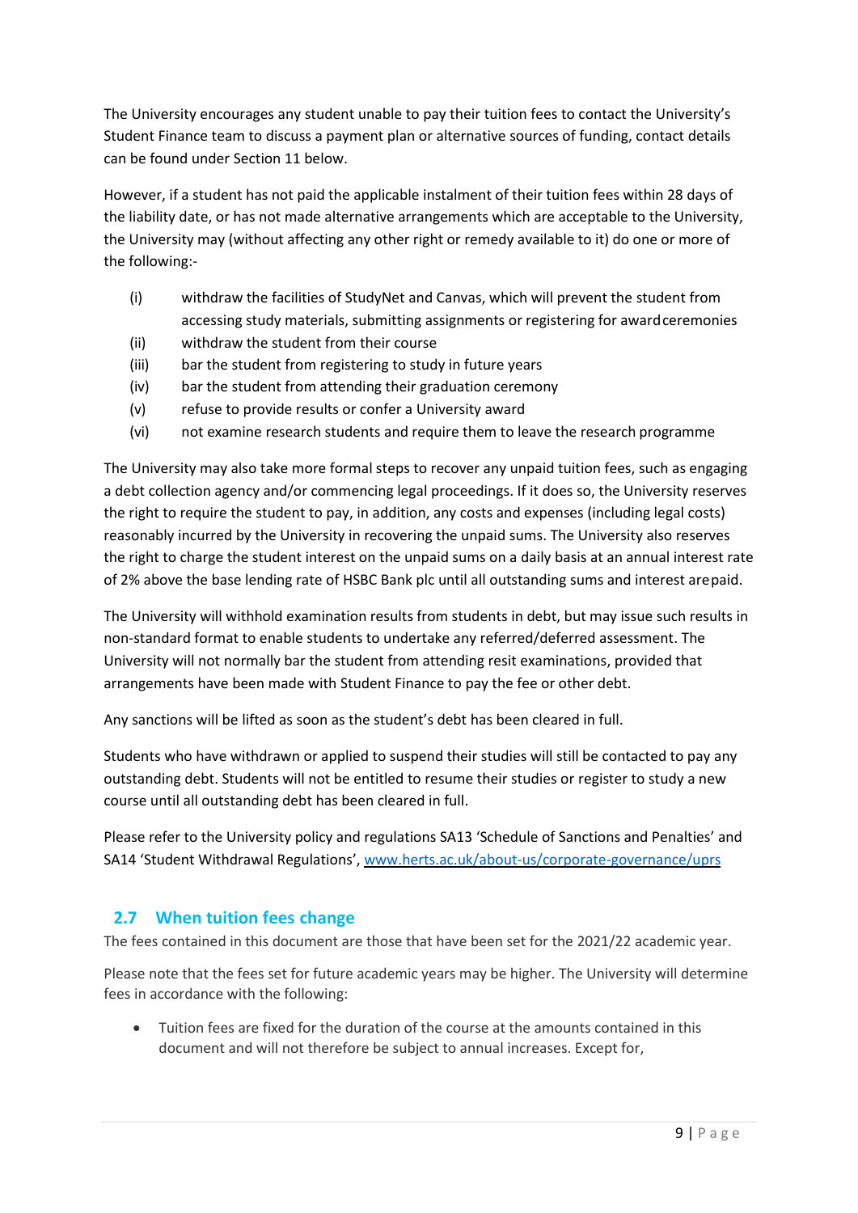The University encourages any student unable to pay their tuition fees to contact the University's Student Finance team to discuss a payment plan or alternative sources of funding, contact details can be found under Section 11 below.

However, if a student has not paid the applicable instalment of their tuition fees within 28 days of the liability date, or has not made alternative arrangements which are acceptable to the University, the University may (without affecting any other right or remedy available to it) do one or more of the following:-

(i) withdraw the facilities of StudyNet and Canvas, which will prevent the student from accessing study materials, submitting assignments or registering for award ceremonies
(ii) withdraw the student from their course
(iii) bar the student from registering to study in future years
(iv) bar the student from attending their graduation ceremony
(v) refuse to provide results or confer a University award
(vi) not examine research students and require them to leave the research programme

The University may also take more formal steps to recover any unpaid tuition fees, such as engaging a debt collection agency and/or commencing legal proceedings. If it does so, the University reserves the right to require the student to pay, in addition, any costs and expenses (including legal costs) reasonably incurred by the University in recovering the unpaid sums. The University also reserves the right to charge the student interest on the unpaid sums on a daily basis at an annual interest rate of 2% above the base lending rate of HSBC Bank plc until all outstanding sums and interest are paid.

The University will withhold examination results from students in debt, but may issue such results in non-standard format to enable students to undertake any referred/deferred assessment. The University will not normally bar the student from attending resit examinations, provided that arrangements have been made with Student Finance to pay the fee or other debt.

Any sanctions will be lifted as soon as the student's debt has been cleared in full.

Students who have withdrawn or applied to suspend their studies will still be contacted to pay any outstanding debt. Students will not be entitled to resume their studies or register to study a new course until all outstanding debt has been cleared in full.

Please refer to the University policy and regulations SA13 'Schedule of Sanctions and Penalties' and SA14 'Student Withdrawal Regulations', [www.herts.ac.uk/about-us/corporate-governance/uprs](www.herts.ac.uk/about-us/corporate-governance/uprs)

## 2.7 When tuition fees change

The fees contained in this document are those that have been set for the 2021/22 academic year.

Please note that the fees set for future academic years may be higher. The University will determine fees in accordance with the following:

- Tuition fees are fixed for the duration of the course at the amounts contained in this document and will not therefore be subject to annual increases. Except for,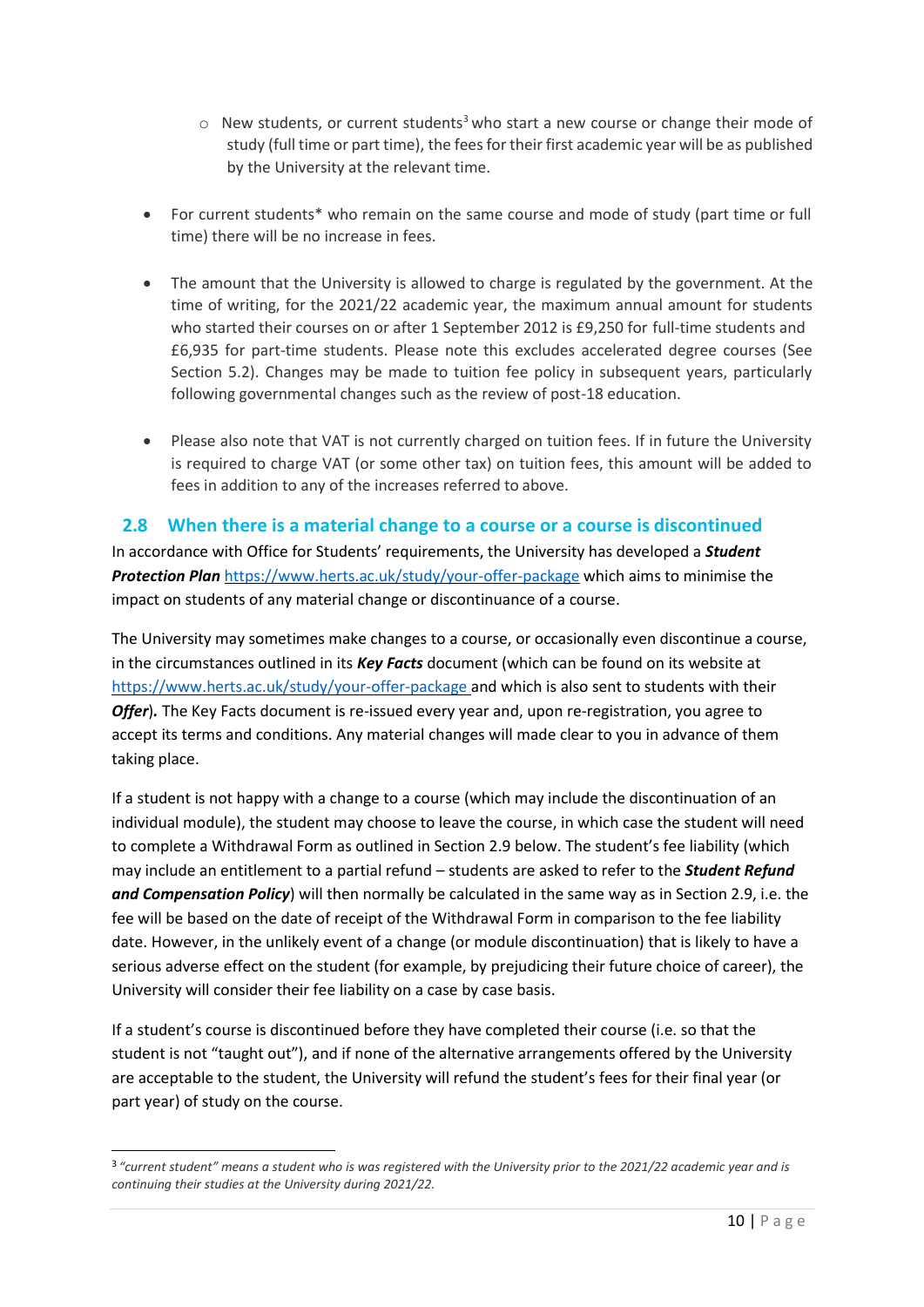- New students, or current students[3] who start a new course or change their mode of study (full time or part time), the fees for their first academic year will be as published by the University at the relevant time.

- For current students* who remain on the same course and mode of study (part time or full time) there will be no increase in fees.

- The amount that the University is allowed to charge is regulated by the government. At the time of writing, for the 2021/22 academic year, the maximum annual amount for students who started their courses on or after 1 September 2012 is £9,250 for full-time students and £6,935 for part-time students. Please note this excludes accelerated degree courses (See Section 5.2). Changes may be made to tuition fee policy in subsequent years, particularly following governmental changes such as the review of post-18 education.

- Please also note that VAT is not currently charged on tuition fees. If in future the University is required to charge VAT (or some other tax) on tuition fees, this amount will be added to fees in addition to any of the increases referred to above.

## 2.8 When there is a material change to a course or a course is discontinued

In accordance with Office for Students' requirements, the University has developed a ***Student Protection Plan*** https://www.herts.ac.uk/study/your-offer-package which aims to minimise the impact on students of any material change or discontinuance of a course.

The University may sometimes make changes to a course, or occasionally even discontinue a course, in the circumstances outlined in its ***Key Facts*** document (which can be found on its website at https://www.herts.ac.uk/study/your-offer-package and which is also sent to students with their ***Offer***). The Key Facts document is re-issued every year and, upon re-registration, you agree to accept its terms and conditions. Any material changes will made clear to you in advance of them taking place.

If a student is not happy with a change to a course (which may include the discontinuation of an individual module), the student may choose to leave the course, in which case the student will need to complete a Withdrawal Form as outlined in Section 2.9 below. The student's fee liability (which may include an entitlement to a partial refund – students are asked to refer to the ***Student Refund and Compensation Policy***) will then normally be calculated in the same way as in Section 2.9, i.e. the fee will be based on the date of receipt of the Withdrawal Form in comparison to the fee liability date. However, in the unlikely event of a change (or module discontinuation) that is likely to have a serious adverse effect on the student (for example, by prejudicing their future choice of career), the University will consider their fee liability on a case by case basis.

If a student's course is discontinued before they have completed their course (i.e. so that the student is not "taught out"), and if none of the alternative arrangements offered by the University are acceptable to the student, the University will refund the student's fees for their final year (or part year) of study on the course.

---

[3] *"current student" means a student who is was registered with the University prior to the 2021/22 academic year and is continuing their studies at the University during 2021/22.*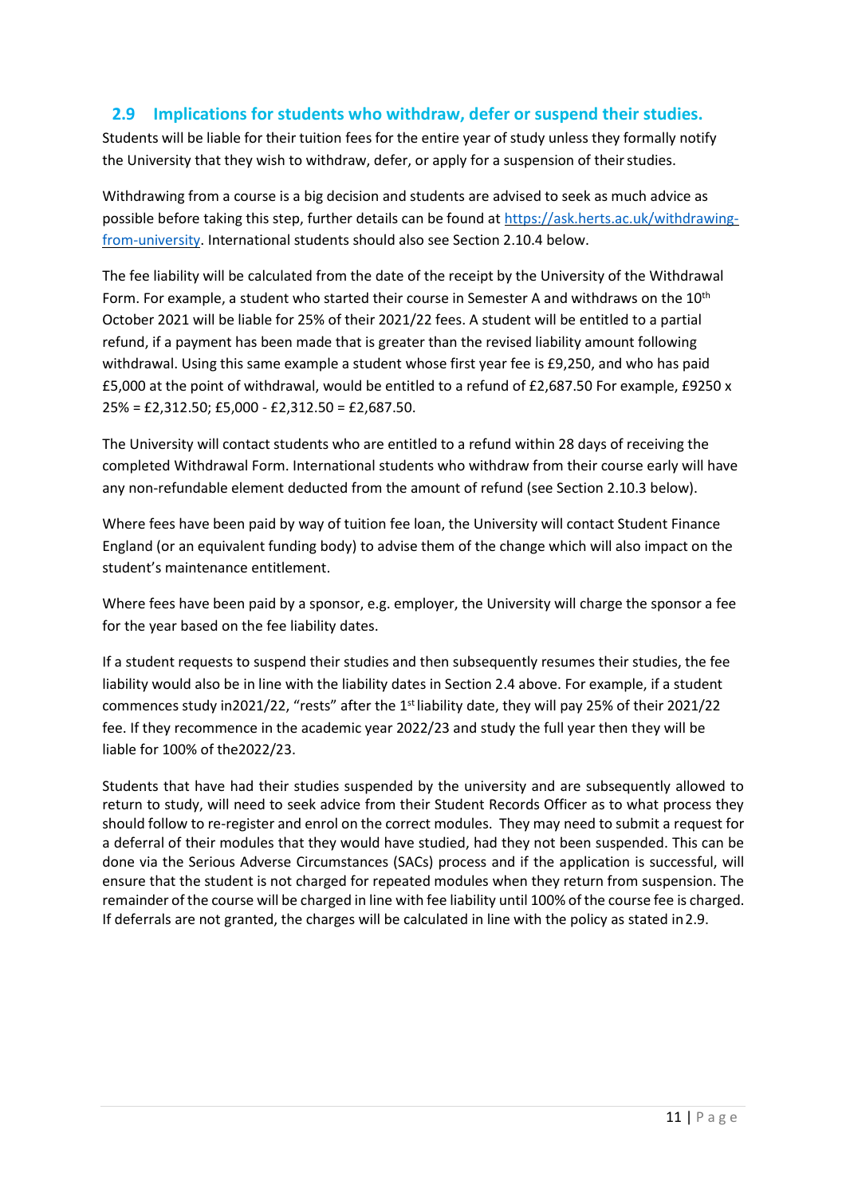## 2.9 Implications for students who withdraw, defer or suspend their studies.

Students will be liable for their tuition fees for the entire year of study unless they formally notify the University that they wish to withdraw, defer, or apply for a suspension of their studies.

Withdrawing from a course is a big decision and students are advised to seek as much advice as possible before taking this step, further details can be found at [https://ask.herts.ac.uk/withdrawing-from-university](https://ask.herts.ac.uk/withdrawing-from-university). International students should also see Section 2.10.4 below.

The fee liability will be calculated from the date of the receipt by the University of the Withdrawal Form. For example, a student who started their course in Semester A and withdraws on the 10th October 2021 will be liable for 25% of their 2021/22 fees. A student will be entitled to a partial refund, if a payment has been made that is greater than the revised liability amount following withdrawal. Using this same example a student whose first year fee is £9,250, and who has paid £5,000 at the point of withdrawal, would be entitled to a refund of £2,687.50 For example, £9250 x 25% = £2,312.50; £5,000 - £2,312.50 = £2,687.50.

The University will contact students who are entitled to a refund within 28 days of receiving the completed Withdrawal Form. International students who withdraw from their course early will have any non-refundable element deducted from the amount of refund (see Section 2.10.3 below).

Where fees have been paid by way of tuition fee loan, the University will contact Student Finance England (or an equivalent funding body) to advise them of the change which will also impact on the student's maintenance entitlement.

Where fees have been paid by a sponsor, e.g. employer, the University will charge the sponsor a fee for the year based on the fee liability dates.

If a student requests to suspend their studies and then subsequently resumes their studies, the fee liability would also be in line with the liability dates in Section 2.4 above. For example, if a student commences study in2021/22, "rests" after the 1st liability date, they will pay 25% of their 2021/22 fee. If they recommence in the academic year 2022/23 and study the full year then they will be liable for 100% of the2022/23.

Students that have had their studies suspended by the university and are subsequently allowed to return to study, will need to seek advice from their Student Records Officer as to what process they should follow to re-register and enrol on the correct modules. They may need to submit a request for a deferral of their modules that they would have studied, had they not been suspended. This can be done via the Serious Adverse Circumstances (SACs) process and if the application is successful, will ensure that the student is not charged for repeated modules when they return from suspension. The remainder of the course will be charged in line with fee liability until 100% of the course fee is charged. If deferrals are not granted, the charges will be calculated in line with the policy as stated in 2.9.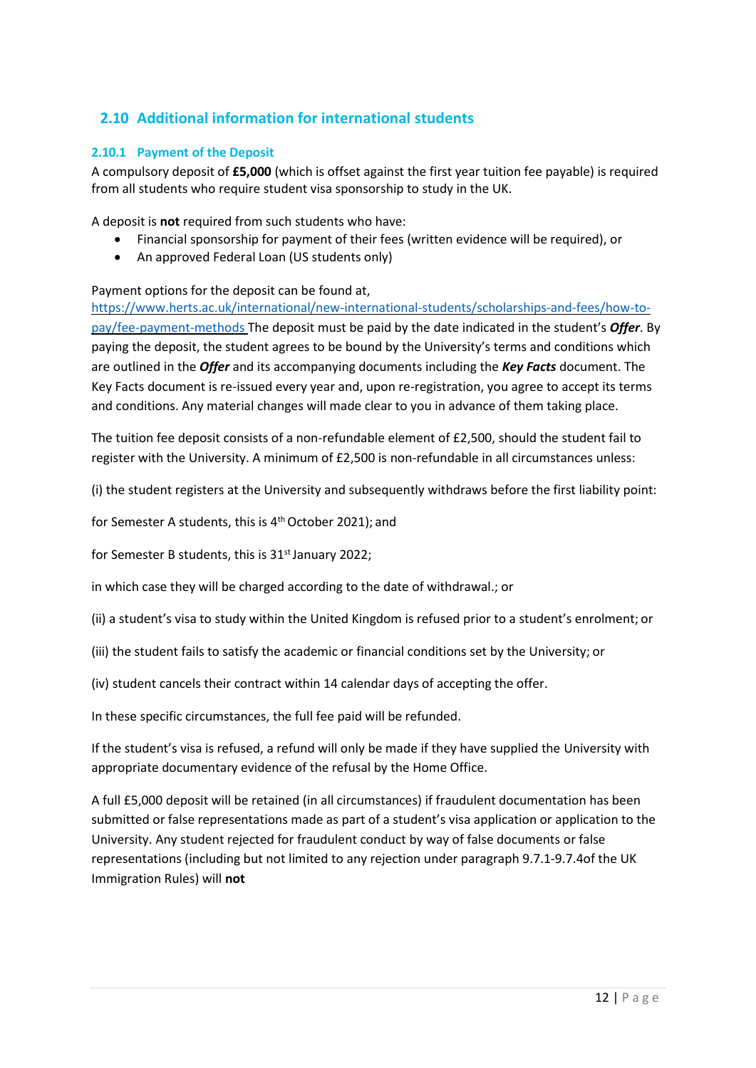## 2.10 Additional information for international students

### 2.10.1 Payment of the Deposit

A compulsory deposit of **£5,000** (which is offset against the first year tuition fee payable) is required from all students who require student visa sponsorship to study in the UK.

A deposit is **not** required from such students who have:

- Financial sponsorship for payment of their fees (written evidence will be required), or
- An approved Federal Loan (US students only)

Payment options for the deposit can be found at, [https://www.herts.ac.uk/international/new-international-students/scholarships-and-fees/how-to-pay/fee-payment-methods](https://www.herts.ac.uk/international/new-international-students/scholarships-and-fees/how-to-pay/fee-payment-methods) The deposit must be paid by the date indicated in the student's ***Offer***. By paying the deposit, the student agrees to be bound by the University's terms and conditions which are outlined in the ***Offer*** and its accompanying documents including the ***Key Facts*** document. The Key Facts document is re-issued every year and, upon re-registration, you agree to accept its terms and conditions. Any material changes will made clear to you in advance of them taking place.

The tuition fee deposit consists of a non-refundable element of £2,500, should the student fail to register with the University. A minimum of £2,500 is non-refundable in all circumstances unless:

(i) the student registers at the University and subsequently withdraws before the first liability point:

for Semester A students, this is 4th October 2021); and

for Semester B students, this is 31st January 2022;

in which case they will be charged according to the date of withdrawal.; or

(ii) a student's visa to study within the United Kingdom is refused prior to a student's enrolment; or

(iii) the student fails to satisfy the academic or financial conditions set by the University; or

(iv) student cancels their contract within 14 calendar days of accepting the offer.

In these specific circumstances, the full fee paid will be refunded.

If the student's visa is refused, a refund will only be made if they have supplied the University with appropriate documentary evidence of the refusal by the Home Office.

A full £5,000 deposit will be retained (in all circumstances) if fraudulent documentation has been submitted or false representations made as part of a student's visa application or application to the University. Any student rejected for fraudulent conduct by way of false documents or false representations (including but not limited to any rejection under paragraph 9.7.1-9.7.4of the UK Immigration Rules) will **not**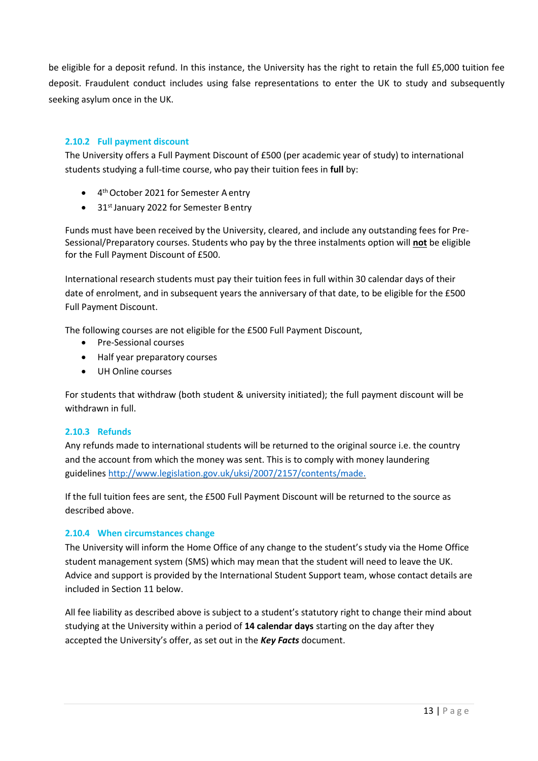be eligible for a deposit refund. In this instance, the University has the right to retain the full £5,000 tuition fee deposit. Fraudulent conduct includes using false representations to enter the UK to study and subsequently seeking asylum once in the UK.

### 2.10.2 Full payment discount

The University offers a Full Payment Discount of £500 (per academic year of study) to international students studying a full-time course, who pay their tuition fees in **full** by:

- 4th October 2021 for Semester A entry
- 31st January 2022 for Semester B entry

Funds must have been received by the University, cleared, and include any outstanding fees for Pre-Sessional/Preparatory courses. Students who pay by the three instalments option will **not** be eligible for the Full Payment Discount of £500.

International research students must pay their tuition fees in full within 30 calendar days of their date of enrolment, and in subsequent years the anniversary of that date, to be eligible for the £500 Full Payment Discount.

The following courses are not eligible for the £500 Full Payment Discount,

- Pre-Sessional courses
- Half year preparatory courses
- UH Online courses

For students that withdraw (both student & university initiated); the full payment discount will be withdrawn in full.

### 2.10.3 Refunds

Any refunds made to international students will be returned to the original source i.e. the country and the account from which the money was sent. This is to comply with money laundering guidelines http://www.legislation.gov.uk/uksi/2007/2157/contents/made.

If the full tuition fees are sent, the £500 Full Payment Discount will be returned to the source as described above.

### 2.10.4 When circumstances change

The University will inform the Home Office of any change to the student's study via the Home Office student management system (SMS) which may mean that the student will need to leave the UK. Advice and support is provided by the International Student Support team, whose contact details are included in Section 11 below.

All fee liability as described above is subject to a student's statutory right to change their mind about studying at the University within a period of **14 calendar days** starting on the day after they accepted the University's offer, as set out in the ***Key Facts*** document.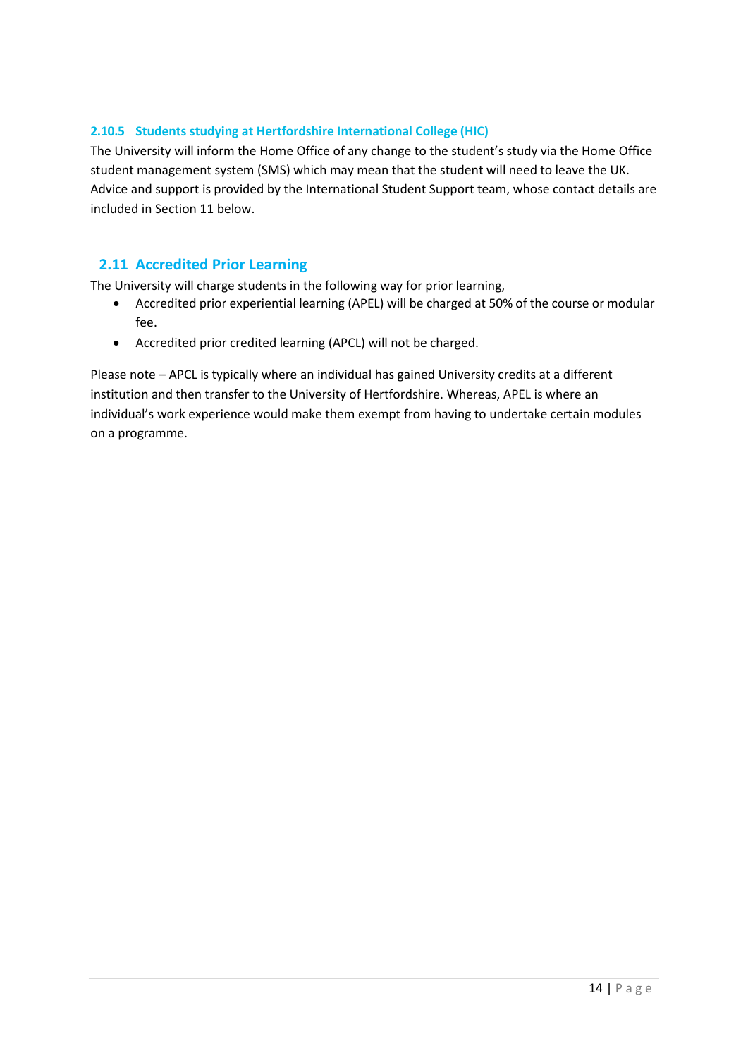#### 2.10.5 Students studying at Hertfordshire International College (HIC)

The University will inform the Home Office of any change to the student's study via the Home Office student management system (SMS) which may mean that the student will need to leave the UK. Advice and support is provided by the International Student Support team, whose contact details are included in Section 11 below.

### 2.11 Accredited Prior Learning

The University will charge students in the following way for prior learning,

- Accredited prior experiential learning (APEL) will be charged at 50% of the course or modular fee.
- Accredited prior credited learning (APCL) will not be charged.

Please note – APCL is typically where an individual has gained University credits at a different institution and then transfer to the University of Hertfordshire. Whereas, APEL is where an individual's work experience would make them exempt from having to undertake certain modules on a programme.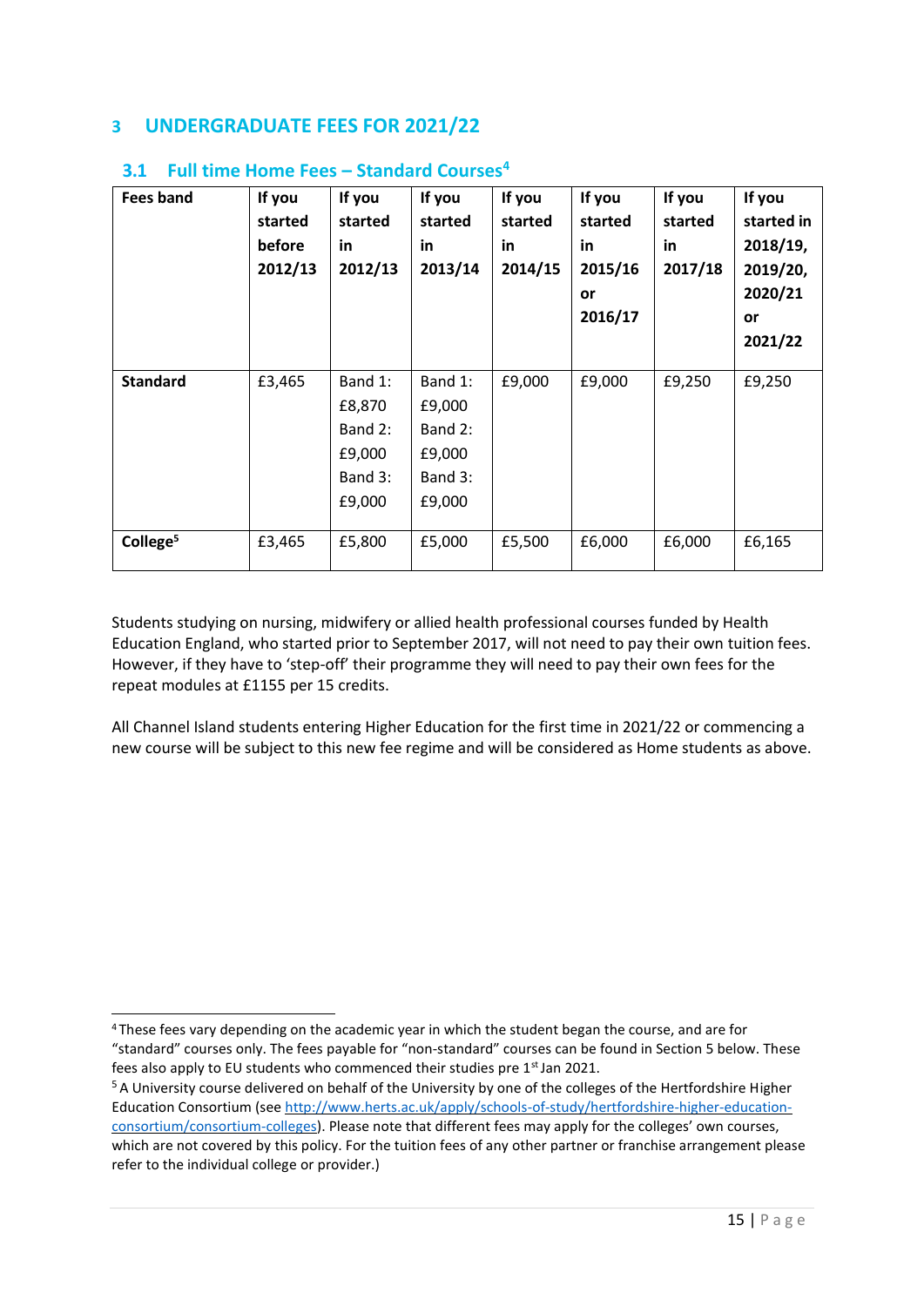## 3 UNDERGRADUATE FEES FOR 2021/22

### 3.1 Full time Home Fees – Standard Courses[4]

| Fees band | If you started before 2012/13 | If you started in 2012/13 | If you started in 2013/14 | If you started in 2014/15 | If you started in 2015/16 or 2016/17 | If you started in 2017/18 | If you started in 2018/19, 2019/20, 2020/21 or 2021/22 |
|---|---|---|---|---|---|---|---|
| **Standard** | £3,465 | Band 1: £8,870 Band 2: £9,000 Band 3: £9,000 | Band 1: £9,000 Band 2: £9,000 Band 3: £9,000 | £9,000 | £9,000 | £9,250 | £9,250 |
| **College[5]** | £3,465 | £5,800 | £5,000 | £5,500 | £6,000 | £6,000 | £6,165 |

Students studying on nursing, midwifery or allied health professional courses funded by Health Education England, who started prior to September 2017, will not need to pay their own tuition fees. However, if they have to 'step-off' their programme they will need to pay their own fees for the repeat modules at £1155 per 15 credits.

All Channel Island students entering Higher Education for the first time in 2021/22 or commencing a new course will be subject to this new fee regime and will be considered as Home students as above.

---

[4] These fees vary depending on the academic year in which the student began the course, and are for "standard" courses only. The fees payable for "non-standard" courses can be found in Section 5 below. These fees also apply to EU students who commenced their studies pre 1st Jan 2021.

[5] A University course delivered on behalf of the University by one of the colleges of the Hertfordshire Higher Education Consortium (see http://www.herts.ac.uk/apply/schools-of-study/hertfordshire-higher-education-consortium/consortium-colleges). Please note that different fees may apply for the colleges' own courses, which are not covered by this policy. For the tuition fees of any other partner or franchise arrangement please refer to the individual college or provider.)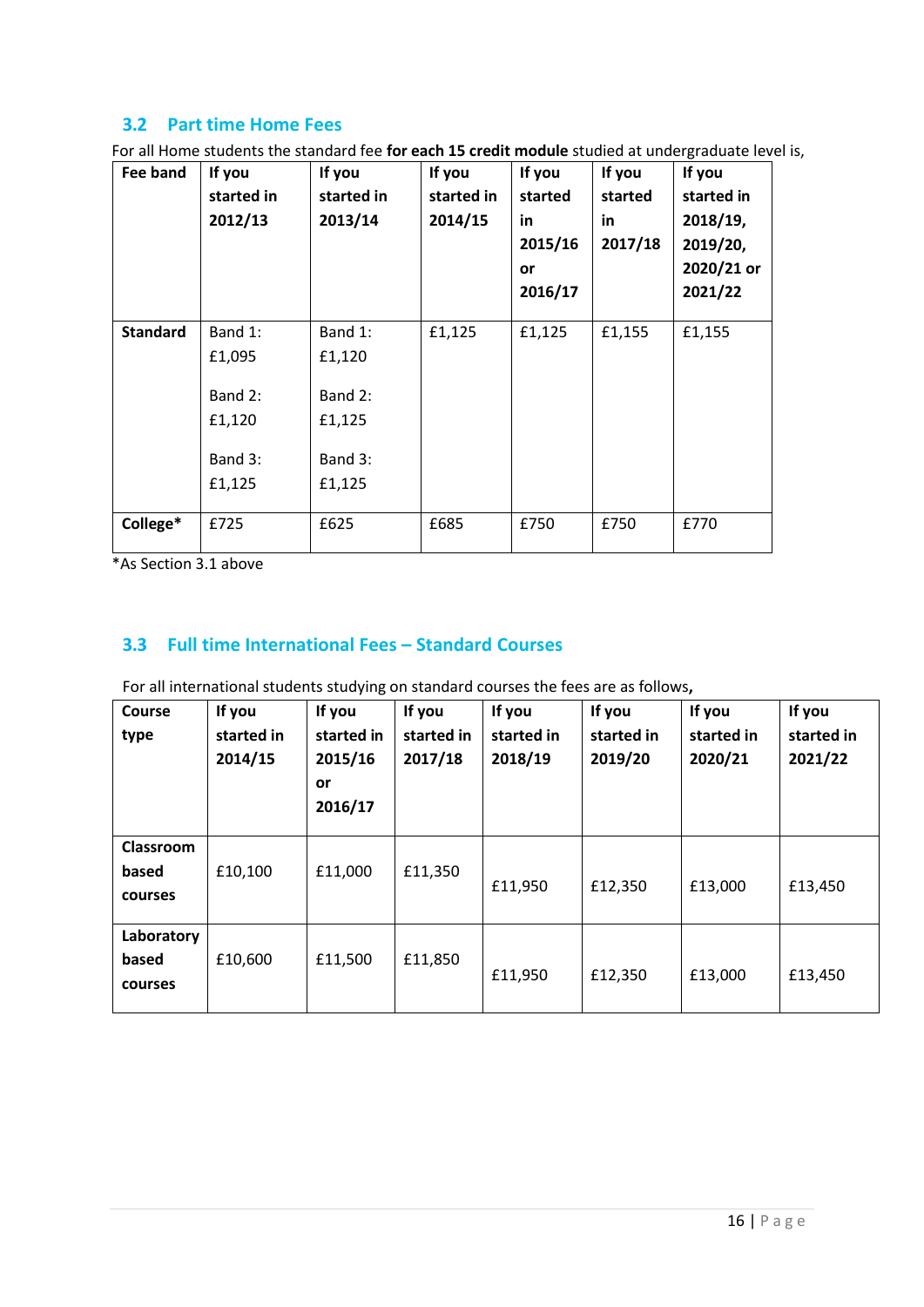## 3.2 Part time Home Fees

For all Home students the standard fee **for each 15 credit module** studied at undergraduate level is,

| Fee band | If you started in 2012/13 | If you started in 2013/14 | If you started in 2014/15 | If you started in 2015/16 or 2016/17 | If you started in 2017/18 | If you started in 2018/19, 2019/20, 2020/21 or 2021/22 |
|---|---|---|---|---|---|---|
| **Standard** | Band 1: £1,095<br>Band 2: £1,120<br>Band 3: £1,125 | Band 1: £1,120<br>Band 2: £1,125<br>Band 3: £1,125 | £1,125 | £1,125 | £1,155 | £1,155 |
| **College*** | £725 | £625 | £685 | £750 | £750 | £770 |

*As Section 3.1 above

## 3.3 Full time International Fees – Standard Courses

For all international students studying on standard courses the fees are as follows**,**

| Course type | If you started in 2014/15 | If you started in 2015/16 or 2016/17 | If you started in 2017/18 | If you started in 2018/19 | If you started in 2019/20 | If you started in 2020/21 | If you started in 2021/22 |
|---|---|---|---|---|---|---|---|
| **Classroom based courses** | £10,100 | £11,000 | £11,350 | £11,950 | £12,350 | £13,000 | £13,450 |
| **Laboratory based courses** | £10,600 | £11,500 | £11,850 | £11,950 | £12,350 | £13,000 | £13,450 |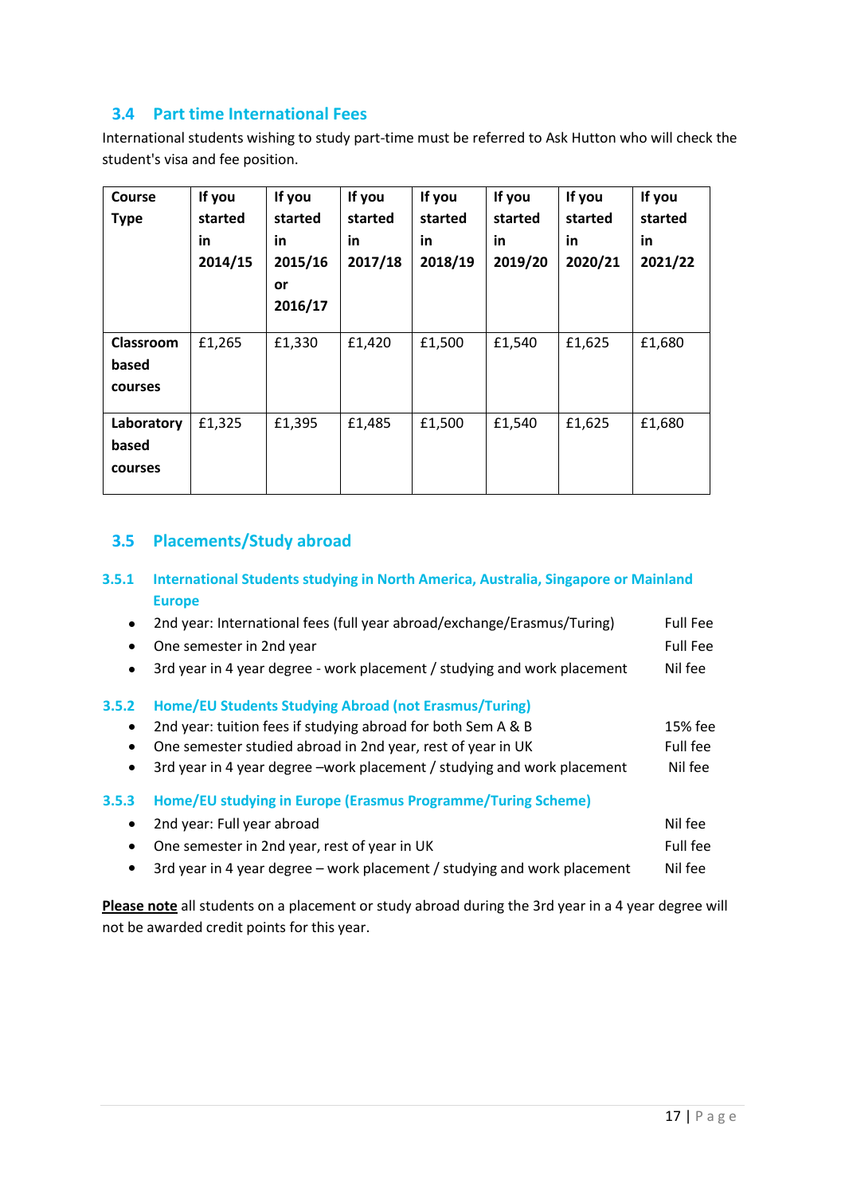## 3.4 Part time International Fees

International students wishing to study part-time must be referred to Ask Hutton who will check the student's visa and fee position.

| Course Type | If you started in 2014/15 | If you started in 2015/16 or 2016/17 | If you started in 2017/18 | If you started in 2018/19 | If you started in 2019/20 | If you started in 2020/21 | If you started in 2021/22 |
|---|---|---|---|---|---|---|---|
| Classroom based courses | £1,265 | £1,330 | £1,420 | £1,500 | £1,540 | £1,625 | £1,680 |
| Laboratory based courses | £1,325 | £1,395 | £1,485 | £1,500 | £1,540 | £1,625 | £1,680 |

## 3.5 Placements/Study abroad

### 3.5.1 International Students studying in North America, Australia, Singapore or Mainland Europe

- 2nd year: International fees (full year abroad/exchange/Erasmus/Turing) — Full Fee
- One semester in 2nd year — Full Fee
- 3rd year in 4 year degree - work placement / studying and work placement — Nil fee

### 3.5.2 Home/EU Students Studying Abroad (not Erasmus/Turing)

- 2nd year: tuition fees if studying abroad for both Sem A & B — 15% fee
- One semester studied abroad in 2nd year, rest of year in UK — Full fee
- 3rd year in 4 year degree –work placement / studying and work placement — Nil fee

### 3.5.3 Home/EU studying in Europe (Erasmus Programme/Turing Scheme)

- 2nd year: Full year abroad — Nil fee
- One semester in 2nd year, rest of year in UK — Full fee
- 3rd year in 4 year degree – work placement / studying and work placement — Nil fee

**Please note** all students on a placement or study abroad during the 3rd year in a 4 year degree will not be awarded credit points for this year.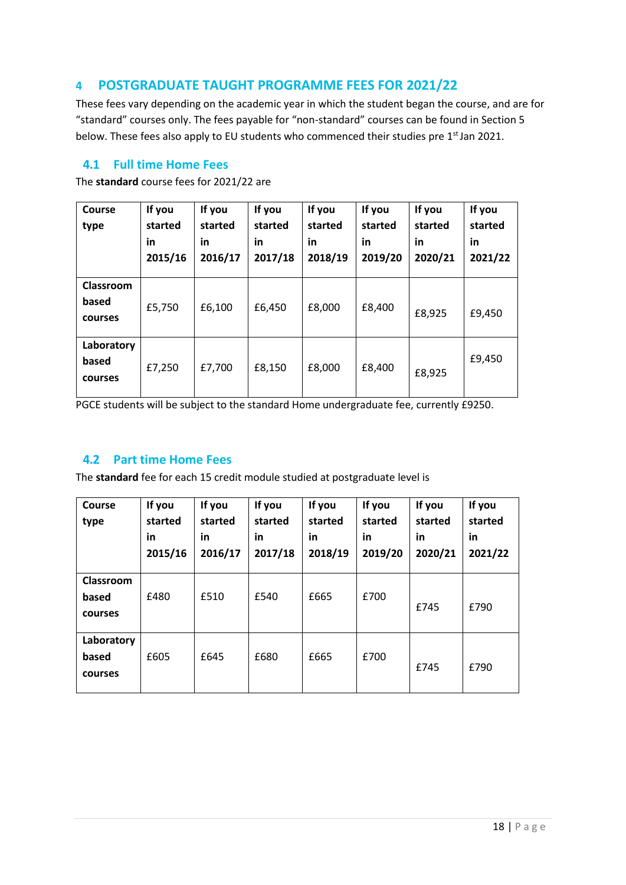## 4 POSTGRADUATE TAUGHT PROGRAMME FEES FOR 2021/22

These fees vary depending on the academic year in which the student began the course, and are for "standard" courses only. The fees payable for "non-standard" courses can be found in Section 5 below. These fees also apply to EU students who commenced their studies pre 1st Jan 2021.

### 4.1 Full time Home Fees

The **standard** course fees for 2021/22 are

| Course type | If you started in 2015/16 | If you started in 2016/17 | If you started in 2017/18 | If you started in 2018/19 | If you started in 2019/20 | If you started in 2020/21 | If you started in 2021/22 |
|---|---|---|---|---|---|---|---|
| **Classroom based courses** | £5,750 | £6,100 | £6,450 | £8,000 | £8,400 | £8,925 | £9,450 |
| **Laboratory based courses** | £7,250 | £7,700 | £8,150 | £8,000 | £8,400 | £8,925 | £9,450 |

PGCE students will be subject to the standard Home undergraduate fee, currently £9250.

### 4.2 Part time Home Fees

The **standard** fee for each 15 credit module studied at postgraduate level is

| Course type | If you started in 2015/16 | If you started in 2016/17 | If you started in 2017/18 | If you started in 2018/19 | If you started in 2019/20 | If you started in 2020/21 | If you started in 2021/22 |
|---|---|---|---|---|---|---|---|
| **Classroom based courses** | £480 | £510 | £540 | £665 | £700 | £745 | £790 |
| **Laboratory based courses** | £605 | £645 | £680 | £665 | £700 | £745 | £790 |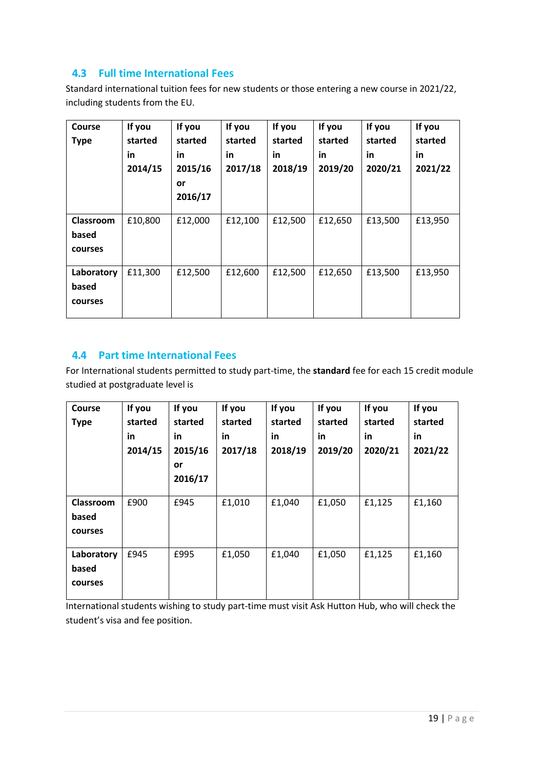## 4.3 Full time International Fees

Standard international tuition fees for new students or those entering a new course in 2021/22, including students from the EU.

| Course Type | If you started in 2014/15 | If you started in 2015/16 or 2016/17 | If you started in 2017/18 | If you started in 2018/19 | If you started in 2019/20 | If you started in 2020/21 | If you started in 2021/22 |
|---|---|---|---|---|---|---|---|
| **Classroom based courses** | £10,800 | £12,000 | £12,100 | £12,500 | £12,650 | £13,500 | £13,950 |
| **Laboratory based courses** | £11,300 | £12,500 | £12,600 | £12,500 | £12,650 | £13,500 | £13,950 |

## 4.4 Part time International Fees

For International students permitted to study part-time, the **standard** fee for each 15 credit module studied at postgraduate level is

| Course Type | If you started in 2014/15 | If you started in 2015/16 or 2016/17 | If you started in 2017/18 | If you started in 2018/19 | If you started in 2019/20 | If you started in 2020/21 | If you started in 2021/22 |
|---|---|---|---|---|---|---|---|
| **Classroom based courses** | £900 | £945 | £1,010 | £1,040 | £1,050 | £1,125 | £1,160 |
| **Laboratory based courses** | £945 | £995 | £1,050 | £1,040 | £1,050 | £1,125 | £1,160 |

International students wishing to study part-time must visit Ask Hutton Hub, who will check the student's visa and fee position.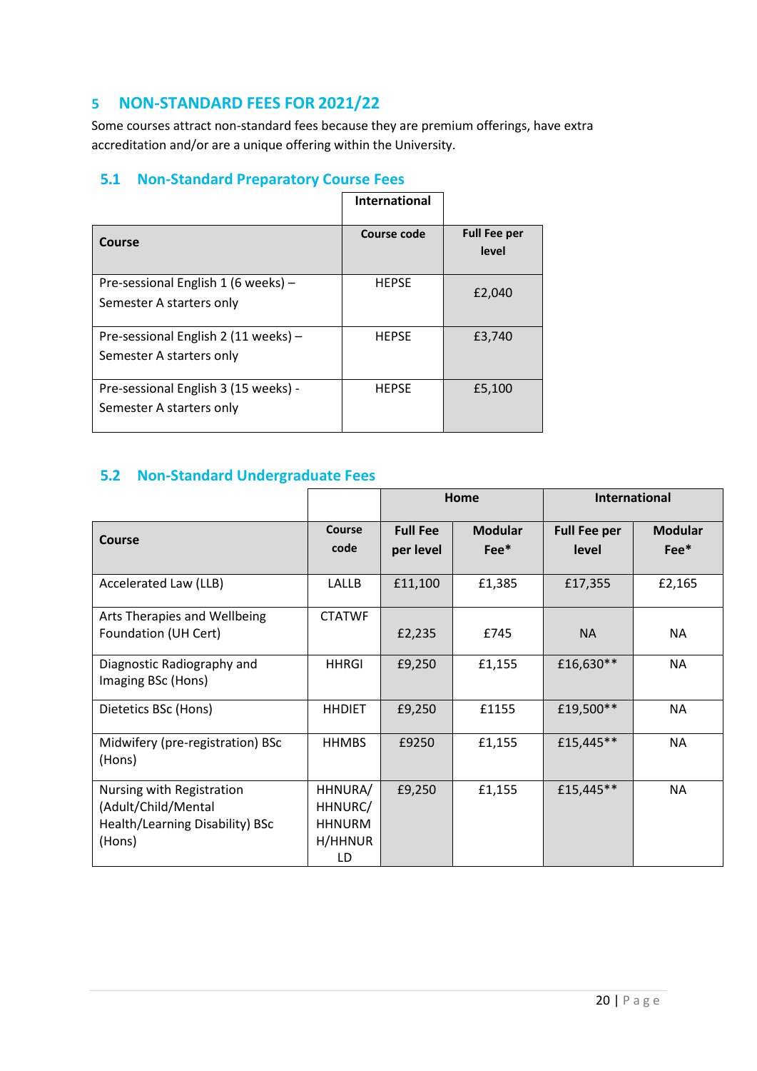## 5 NON-STANDARD FEES FOR 2021/22

Some courses attract non-standard fees because they are premium offerings, have extra accreditation and/or are a unique offering within the University.

### 5.1 Non-Standard Preparatory Course Fees

| | International | |
|---|---|---|
| **Course** | **Course code** | **Full Fee per level** |
| Pre-sessional English 1 (6 weeks) – Semester A starters only | HEPSE | £2,040 |
| Pre-sessional English 2 (11 weeks) – Semester A starters only | HEPSE | £3,740 |
| Pre-sessional English 3 (15 weeks) - Semester A starters only | HEPSE | £5,100 |

### 5.2 Non-Standard Undergraduate Fees

| | | Home | | International | |
|---|---|---|---|---|---|
| **Course** | **Course code** | **Full Fee per level** | **Modular Fee*** | **Full Fee per level** | **Modular Fee*** |
| Accelerated Law (LLB) | LALLB | £11,100 | £1,385 | £17,355 | £2,165 |
| Arts Therapies and Wellbeing Foundation (UH Cert) | CTATWF | £2,235 | £745 | NA | NA |
| Diagnostic Radiography and Imaging BSc (Hons) | HHRGI | £9,250 | £1,155 | £16,630** | NA |
| Dietetics BSc (Hons) | HHDIET | £9,250 | £1155 | £19,500** | NA |
| Midwifery (pre-registration) BSc (Hons) | HHMBS | £9250 | £1,155 | £15,445** | NA |
| Nursing with Registration (Adult/Child/Mental Health/Learning Disability) BSc (Hons) | HHNURA/ HHNURC/ HHNURM H/HHNUR LD | £9,250 | £1,155 | £15,445** | NA |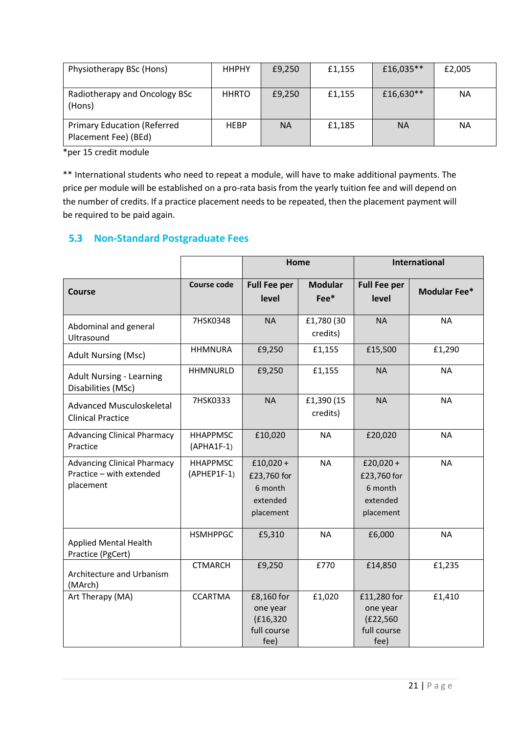| Physiotherapy BSc (Hons) | HHPHY | £9,250 | £1,155 | £16,035** | £2,005 |
|---|---|---|---|---|---|
| Radiotherapy and Oncology BSc (Hons) | HHRTO | £9,250 | £1,155 | £16,630** | NA |
| Primary Education (Referred Placement Fee) (BEd) | HEBP | NA | £1,185 | NA | NA |

*per 15 credit module

** International students who need to repeat a module, will have to make additional payments. The price per module will be established on a pro-rata basis from the yearly tuition fee and will depend on the number of credits. If a practice placement needs to be repeated, then the placement payment will be required to be paid again.

## 5.3 Non-Standard Postgraduate Fees

| | | Home | | International | |
|---|---|---|---|---|---|
| **Course** | **Course code** | **Full Fee per level** | **Modular Fee*** | **Full Fee per level** | **Modular Fee*** |
| Abdominal and general Ultrasound | 7HSK0348 | NA | £1,780 (30 credits) | NA | NA |
| Adult Nursing (Msc) | HHMNURA | £9,250 | £1,155 | £15,500 | £1,290 |
| Adult Nursing - Learning Disabilities (MSc) | HHMNURLD | £9,250 | £1,155 | NA | NA |
| Advanced Musculoskeletal Clinical Practice | 7HSK0333 | NA | £1,390 (15 credits) | NA | NA |
| Advancing Clinical Pharmacy Practice | HHAPPMSC (APHA1F-1) | £10,020 | NA | £20,020 | NA |
| Advancing Clinical Pharmacy Practice – with extended placement | HHAPPMSC (APHEP1F-1) | £10,020 + £23,760 for 6 month extended placement | NA | £20,020 + £23,760 for 6 month extended placement | NA |
| Applied Mental Health Practice (PgCert) | HSMHPPGC | £5,310 | NA | £6,000 | NA |
| Architecture and Urbanism (MArch) | CTMARCH | £9,250 | £770 | £14,850 | £1,235 |
| Art Therapy (MA) | CCARTMA | £8,160 for one year (£16,320 full course fee) | £1,020 | £11,280 for one year (£22,560 full course fee) | £1,410 |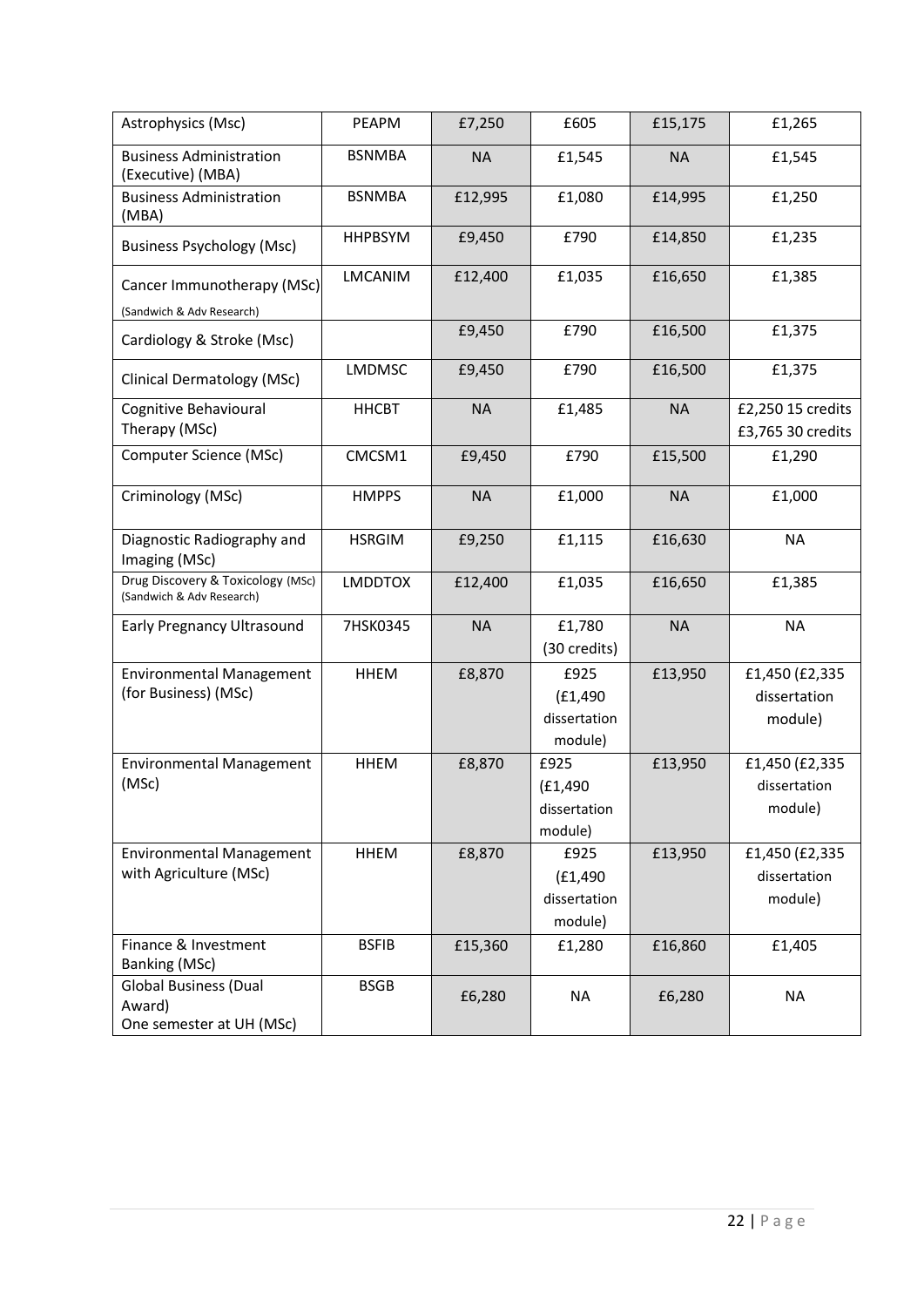| Astrophysics (Msc) | PEAPM | £7,250 | £605 | £15,175 | £1,265 |
|---|---|---|---|---|---|
| Business Administration (Executive) (MBA) | BSNMBA | NA | £1,545 | NA | £1,545 |
| Business Administration (MBA) | BSNMBA | £12,995 | £1,080 | £14,995 | £1,250 |
| Business Psychology (Msc) | HHPBSYM | £9,450 | £790 | £14,850 | £1,235 |
| Cancer Immunotherapy (MSc) (Sandwich & Adv Research) | LMCANIM | £12,400 | £1,035 | £16,650 | £1,385 |
| Cardiology & Stroke (Msc) | | £9,450 | £790 | £16,500 | £1,375 |
| Clinical Dermatology (MSc) | LMDMSC | £9,450 | £790 | £16,500 | £1,375 |
| Cognitive Behavioural Therapy (MSc) | HHCBT | NA | £1,485 | NA | £2,250 15 credits £3,765 30 credits |
| Computer Science (MSc) | CMCSM1 | £9,450 | £790 | £15,500 | £1,290 |
| Criminology (MSc) | HMPPS | NA | £1,000 | NA | £1,000 |
| Diagnostic Radiography and Imaging (MSc) | HSRGIM | £9,250 | £1,115 | £16,630 | NA |
| Drug Discovery & Toxicology (MSc) (Sandwich & Adv Research) | LMDDTOX | £12,400 | £1,035 | £16,650 | £1,385 |
| Early Pregnancy Ultrasound | 7HSK0345 | NA | £1,780 (30 credits) | NA | NA |
| Environmental Management (for Business) (MSc) | HHEM | £8,870 | £925 (£1,490 dissertation module) | £13,950 | £1,450 (£2,335 dissertation module) |
| Environmental Management (MSc) | HHEM | £8,870 | £925 (£1,490 dissertation module) | £13,950 | £1,450 (£2,335 dissertation module) |
| Environmental Management with Agriculture (MSc) | HHEM | £8,870 | £925 (£1,490 dissertation module) | £13,950 | £1,450 (£2,335 dissertation module) |
| Finance & Investment Banking (MSc) | BSFIB | £15,360 | £1,280 | £16,860 | £1,405 |
| Global Business (Dual Award) One semester at UH (MSc) | BSGB | £6,280 | NA | £6,280 | NA |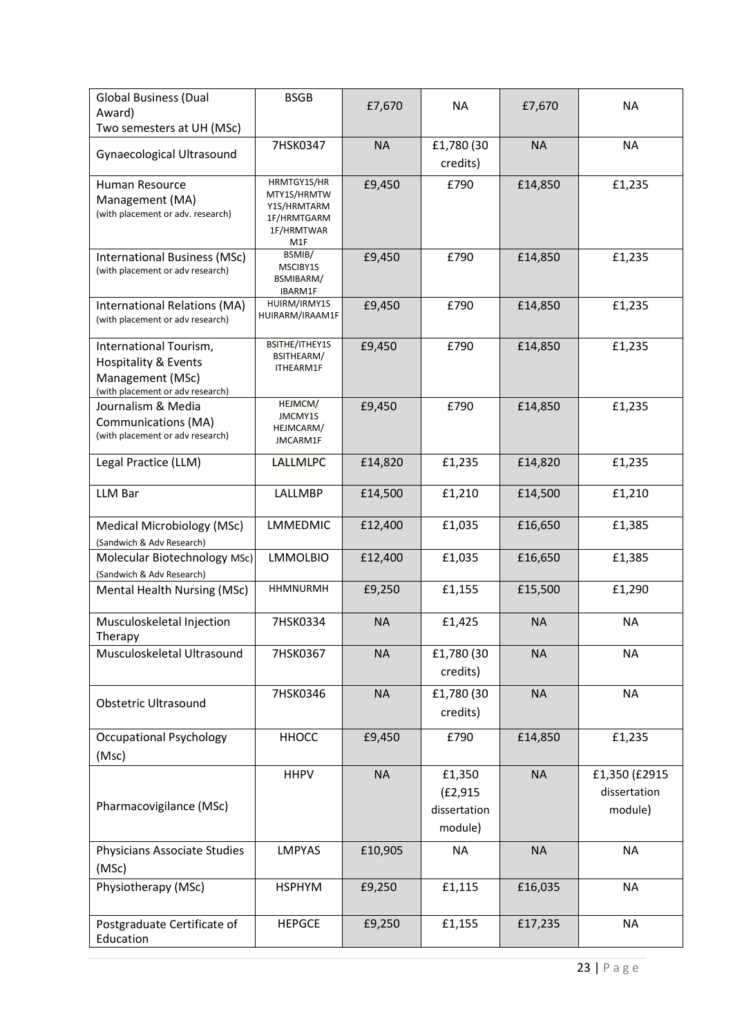| Global Business (Dual Award) Two semesters at UH (MSc) | BSGB | £7,670 | NA | £7,670 | NA |
|---|---|---|---|---|---|
| Gynaecological Ultrasound | 7HSK0347 | NA | £1,780 (30 credits) | NA | NA |
| Human Resource Management (MA) (with placement or adv. research) | HRMTGY1S/HRMTY1S/HRMTWY1S/HRMTARM1F/HRMTGARM1F/HRMTWARM1F | £9,450 | £790 | £14,850 | £1,235 |
| International Business (MSc) (with placement or adv research) | BSMIB/MSCIBY1S BSMIBARM/IBARM1F | £9,450 | £790 | £14,850 | £1,235 |
| International Relations (MA) (with placement or adv research) | HUIRM/IRMY1S HUIRARM/IRAAM1F | £9,450 | £790 | £14,850 | £1,235 |
| International Tourism, Hospitality & Events Management (MSc) (with placement or adv research) | BSITHE/ITHEY1S BSITHEARM/ITHEARM1F | £9,450 | £790 | £14,850 | £1,235 |
| Journalism & Media Communications (MA) (with placement or adv research) | HEJMCM/JMCMY1S HEJMCARM/JMCARM1F | £9,450 | £790 | £14,850 | £1,235 |
| Legal Practice (LLM) | LALLMLPC | £14,820 | £1,235 | £14,820 | £1,235 |
| LLM Bar | LALLMBP | £14,500 | £1,210 | £14,500 | £1,210 |
| Medical Microbiology (MSc) (Sandwich & Adv Research) | LMMEDMIC | £12,400 | £1,035 | £16,650 | £1,385 |
| Molecular Biotechnology MSc) (Sandwich & Adv Research) | LMMOLBIO | £12,400 | £1,035 | £16,650 | £1,385 |
| Mental Health Nursing (MSc) | HHMNURMH | £9,250 | £1,155 | £15,500 | £1,290 |
| Musculoskeletal Injection Therapy | 7HSK0334 | NA | £1,425 | NA | NA |
| Musculoskeletal Ultrasound | 7HSK0367 | NA | £1,780 (30 credits) | NA | NA |
| Obstetric Ultrasound | 7HSK0346 | NA | £1,780 (30 credits) | NA | NA |
| Occupational Psychology (Msc) | HHOCC | £9,450 | £790 | £14,850 | £1,235 |
| Pharmacovigilance (MSc) | HHPV | NA | £1,350 (£2,915 dissertation module) | NA | £1,350 (£2915 dissertation module) |
| Physicians Associate Studies (MSc) | LMPYAS | £10,905 | NA | NA | NA |
| Physiotherapy (MSc) | HSPHYM | £9,250 | £1,115 | £16,035 | NA |
| Postgraduate Certificate of Education | HEPGCE | £9,250 | £1,155 | £17,235 | NA |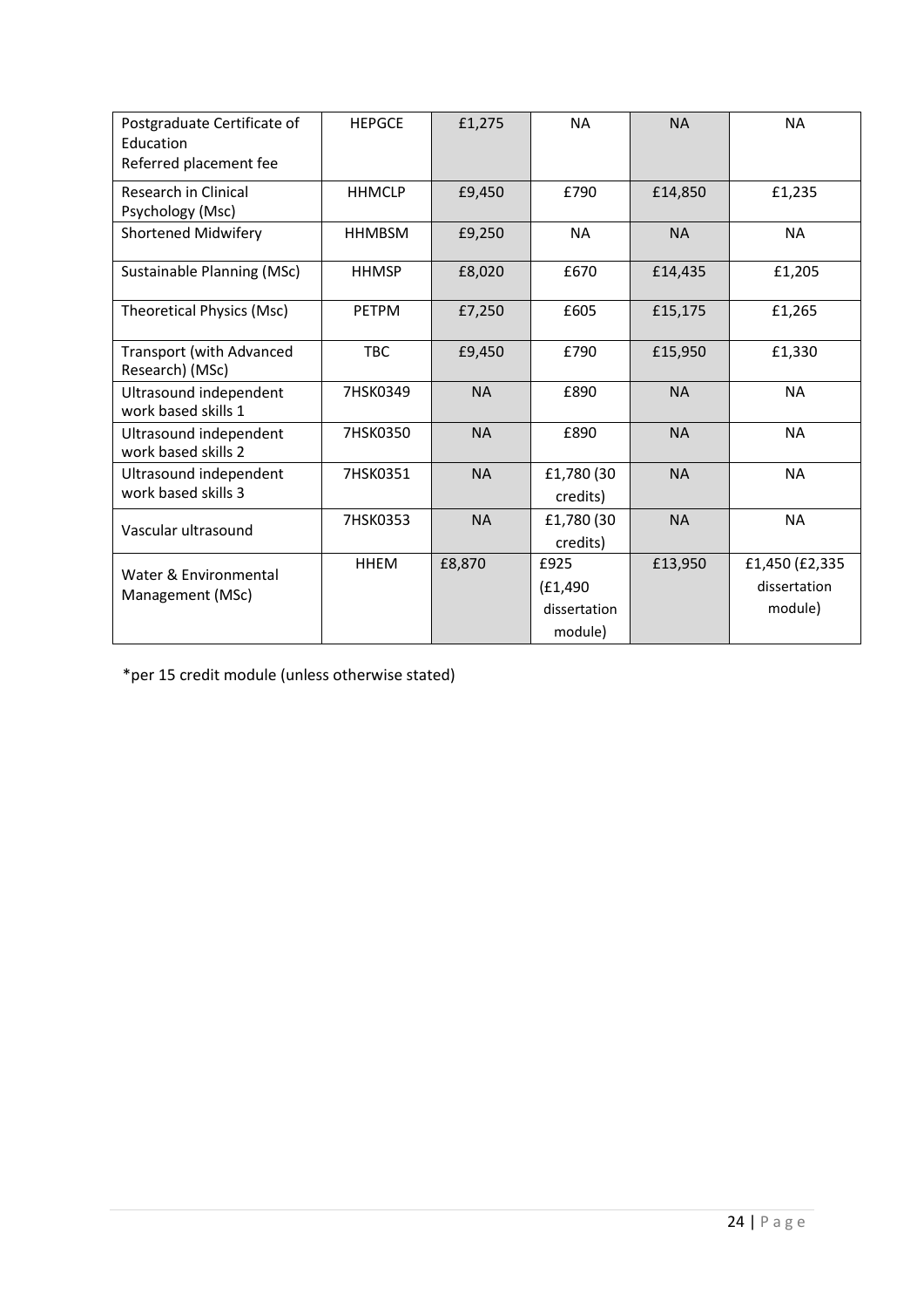| Postgraduate Certificate of Education Referred placement fee | HEPGCE | £1,275 | NA | NA | NA |
|---|---|---|---|---|---|
| Research in Clinical Psychology (Msc) | HHMCLP | £9,450 | £790 | £14,850 | £1,235 |
| Shortened Midwifery | HHMBSM | £9,250 | NA | NA | NA |
| Sustainable Planning (MSc) | HHMSP | £8,020 | £670 | £14,435 | £1,205 |
| Theoretical Physics (Msc) | PETPM | £7,250 | £605 | £15,175 | £1,265 |
| Transport (with Advanced Research) (MSc) | TBC | £9,450 | £790 | £15,950 | £1,330 |
| Ultrasound independent work based skills 1 | 7HSK0349 | NA | £890 | NA | NA |
| Ultrasound independent work based skills 2 | 7HSK0350 | NA | £890 | NA | NA |
| Ultrasound independent work based skills 3 | 7HSK0351 | NA | £1,780 (30 credits) | NA | NA |
| Vascular ultrasound | 7HSK0353 | NA | £1,780 (30 credits) | NA | NA |
| Water & Environmental Management (MSc) | HHEM | £8,870 | £925 (£1,490 dissertation module) | £13,950 | £1,450 (£2,335 dissertation module) |

*per 15 credit module (unless otherwise stated)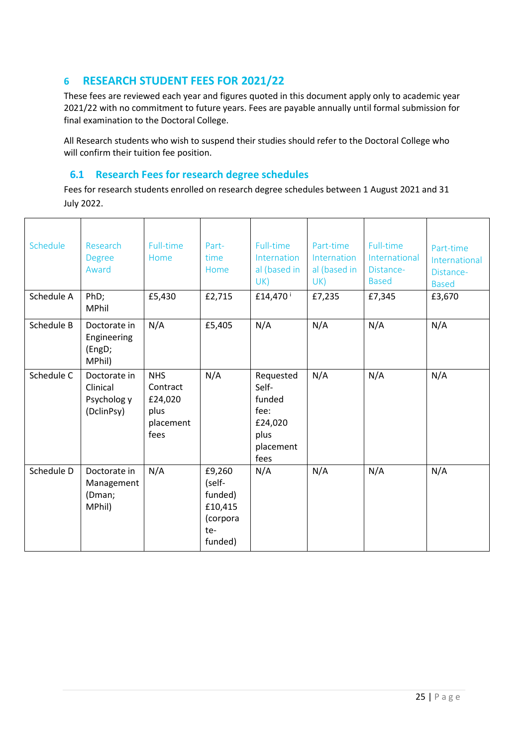## 6 RESEARCH STUDENT FEES FOR 2021/22

These fees are reviewed each year and figures quoted in this document apply only to academic year 2021/22 with no commitment to future years. Fees are payable annually until formal submission for final examination to the Doctoral College.

All Research students who wish to suspend their studies should refer to the Doctoral College who will confirm their tuition fee position.

### 6.1 Research Fees for research degree schedules

Fees for research students enrolled on research degree schedules between 1 August 2021 and 31 July 2022.

| Schedule | Research Degree Award | Full-time Home | Part-time Home | Full-time International (based in UK) | Part-time International (based in UK) | Full-time International Distance-Based | Part-time International Distance-Based |
|---|---|---|---|---|---|---|---|
| Schedule A | PhD; MPhil | £5,430 | £2,715 | £14,470 [i] | £7,235 | £7,345 | £3,670 |
| Schedule B | Doctorate in Engineering (EngD; MPhil) | N/A | £5,405 | N/A | N/A | N/A | N/A |
| Schedule C | Doctorate in Clinical Psychology (DclinPsy) | NHS Contract £24,020 plus placement fees | N/A | Requested Self-funded fee: £24,020 plus placement fees | N/A | N/A | N/A |
| Schedule D | Doctorate in Management (Dman; MPhil) | N/A | £9,260 (self-funded) £10,415 (corporate-funded) | N/A | N/A | N/A | N/A |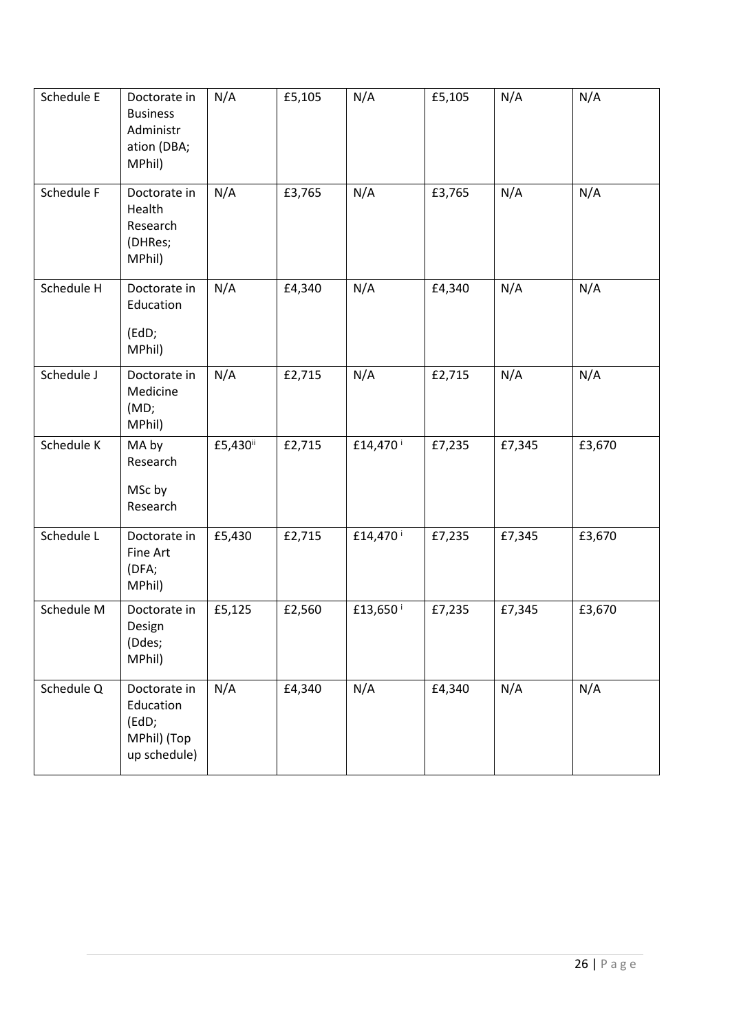| Schedule E | Doctorate in Business Administration (DBA; MPhil) | N/A | £5,105 | N/A | £5,105 | N/A | N/A |
|---|---|---|---|---|---|---|---|
| Schedule F | Doctorate in Health Research (DHRes; MPhil) | N/A | £3,765 | N/A | £3,765 | N/A | N/A |
| Schedule H | Doctorate in Education (EdD; MPhil) | N/A | £4,340 | N/A | £4,340 | N/A | N/A |
| Schedule J | Doctorate in Medicine (MD; MPhil) | N/A | £2,715 | N/A | £2,715 | N/A | N/A |
| Schedule K | MA by Research<br><br>MSc by Research | £5,430[ii] | £2,715 | £14,470[i] | £7,235 | £7,345 | £3,670 |
| Schedule L | Doctorate in Fine Art (DFA; MPhil) | £5,430 | £2,715 | £14,470[i] | £7,235 | £7,345 | £3,670 |
| Schedule M | Doctorate in Design (Ddes; MPhil) | £5,125 | £2,560 | £13,650[i] | £7,235 | £7,345 | £3,670 |
| Schedule Q | Doctorate in Education (EdD; MPhil) (Top up schedule) | N/A | £4,340 | N/A | £4,340 | N/A | N/A |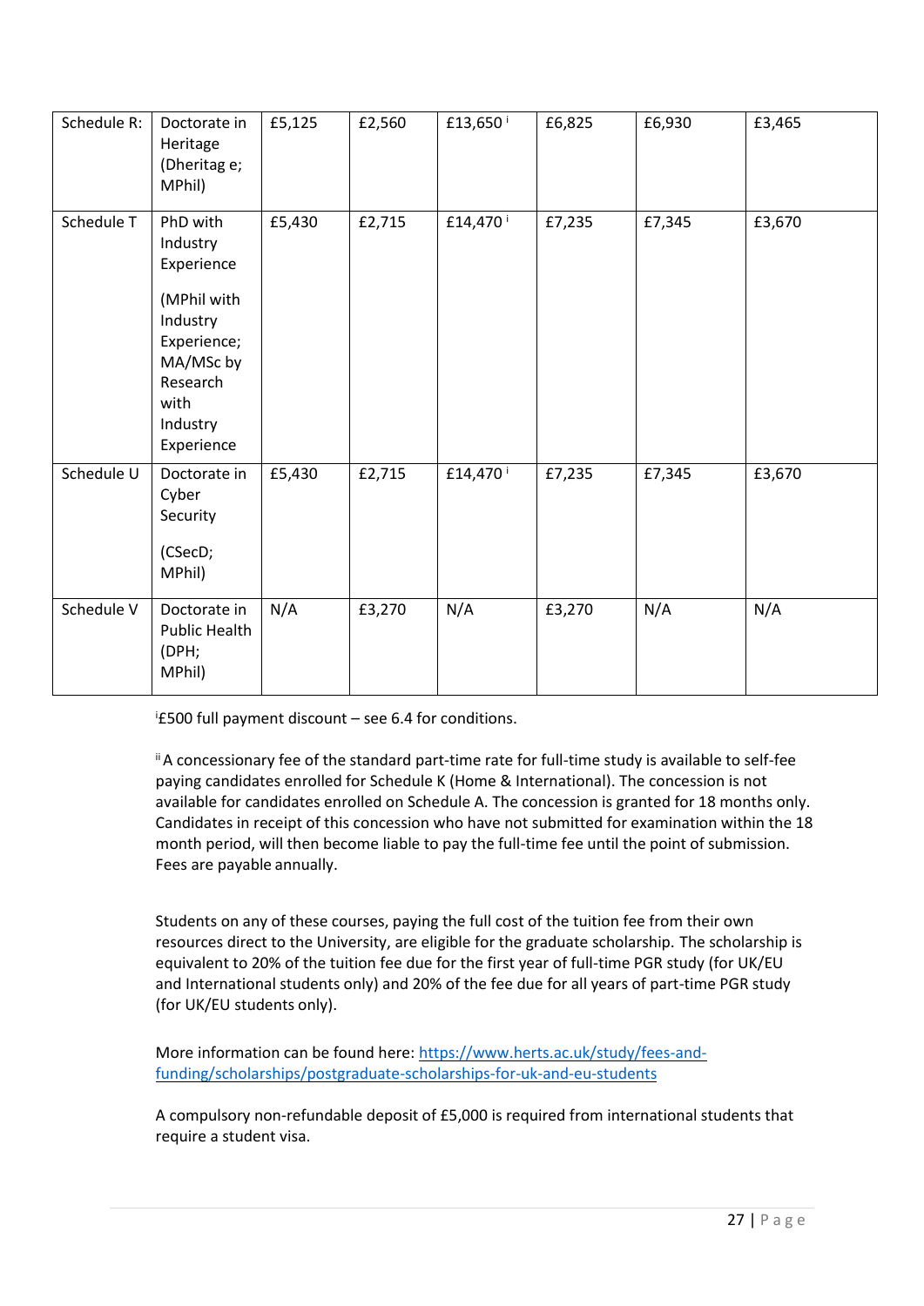| Schedule R: | Doctorate in Heritage (Dheritag e; MPhil) | £5,125 | £2,560 | £13,650 [i] | £6,825 | £6,930 | £3,465 |
|---|---|---|---|---|---|---|---|
| Schedule T | PhD with Industry Experience (MPhil with Industry Experience; MA/MSc by Research with Industry Experience | £5,430 | £2,715 | £14,470 [i] | £7,235 | £7,345 | £3,670 |
| Schedule U | Doctorate in Cyber Security (CSecD; MPhil) | £5,430 | £2,715 | £14,470 [i] | £7,235 | £7,345 | £3,670 |
| Schedule V | Doctorate in Public Health (DPH; MPhil) | N/A | £3,270 | N/A | £3,270 | N/A | N/A |

[i] £500 full payment discount – see 6.4 for conditions.

[ii] A concessionary fee of the standard part-time rate for full-time study is available to self-fee paying candidates enrolled for Schedule K (Home & International). The concession is not available for candidates enrolled on Schedule A. The concession is granted for 18 months only. Candidates in receipt of this concession who have not submitted for examination within the 18 month period, will then become liable to pay the full-time fee until the point of submission. Fees are payable annually.

Students on any of these courses, paying the full cost of the tuition fee from their own resources direct to the University, are eligible for the graduate scholarship. The scholarship is equivalent to 20% of the tuition fee due for the first year of full-time PGR study (for UK/EU and International students only) and 20% of the fee due for all years of part-time PGR study (for UK/EU students only).

More information can be found here: [https://www.herts.ac.uk/study/fees-and-funding/scholarships/postgraduate-scholarships-for-uk-and-eu-students](https://www.herts.ac.uk/study/fees-and-funding/scholarships/postgraduate-scholarships-for-uk-and-eu-students)

A compulsory non-refundable deposit of £5,000 is required from international students that require a student visa.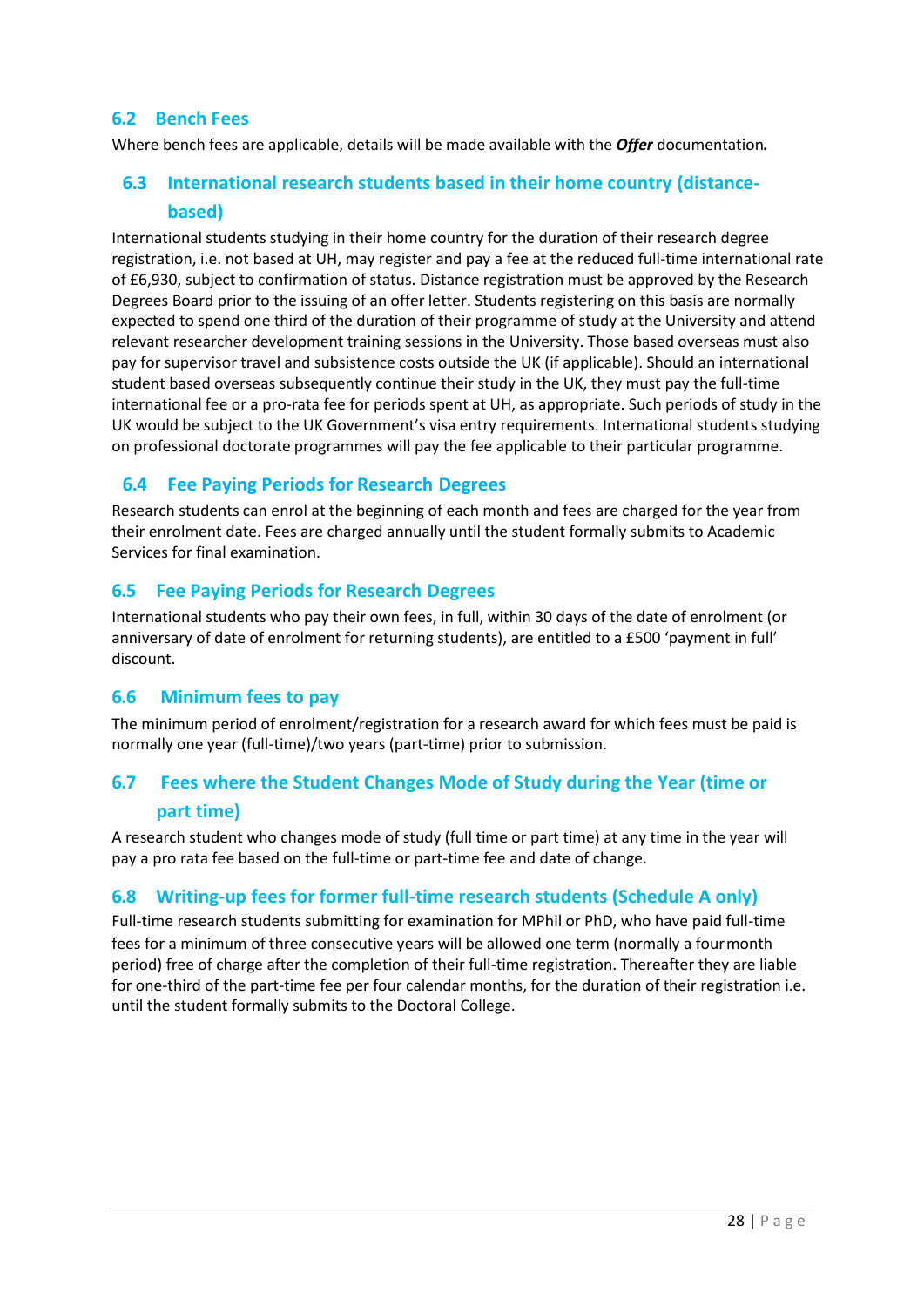### 6.2 Bench Fees

Where bench fees are applicable, details will be made available with the ***Offer*** documentation***.***

### 6.3 International research students based in their home country (distance-based)

International students studying in their home country for the duration of their research degree registration, i.e. not based at UH, may register and pay a fee at the reduced full-time international rate of £6,930, subject to confirmation of status. Distance registration must be approved by the Research Degrees Board prior to the issuing of an offer letter. Students registering on this basis are normally expected to spend one third of the duration of their programme of study at the University and attend relevant researcher development training sessions in the University. Those based overseas must also pay for supervisor travel and subsistence costs outside the UK (if applicable). Should an international student based overseas subsequently continue their study in the UK, they must pay the full-time international fee or a pro-rata fee for periods spent at UH, as appropriate. Such periods of study in the UK would be subject to the UK Government's visa entry requirements. International students studying on professional doctorate programmes will pay the fee applicable to their particular programme.

### 6.4 Fee Paying Periods for Research Degrees

Research students can enrol at the beginning of each month and fees are charged for the year from their enrolment date. Fees are charged annually until the student formally submits to Academic Services for final examination.

### 6.5 Fee Paying Periods for Research Degrees

International students who pay their own fees, in full, within 30 days of the date of enrolment (or anniversary of date of enrolment for returning students), are entitled to a £500 'payment in full' discount.

### 6.6 Minimum fees to pay

The minimum period of enrolment/registration for a research award for which fees must be paid is normally one year (full-time)/two years (part-time) prior to submission.

### 6.7 Fees where the Student Changes Mode of Study during the Year (time or part time)

A research student who changes mode of study (full time or part time) at any time in the year will pay a pro rata fee based on the full-time or part-time fee and date of change.

### 6.8 Writing-up fees for former full-time research students (Schedule A only)

Full-time research students submitting for examination for MPhil or PhD, who have paid full-time fees for a minimum of three consecutive years will be allowed one term (normally a four month period) free of charge after the completion of their full-time registration. Thereafter they are liable for one-third of the part-time fee per four calendar months, for the duration of their registration i.e. until the student formally submits to the Doctoral College.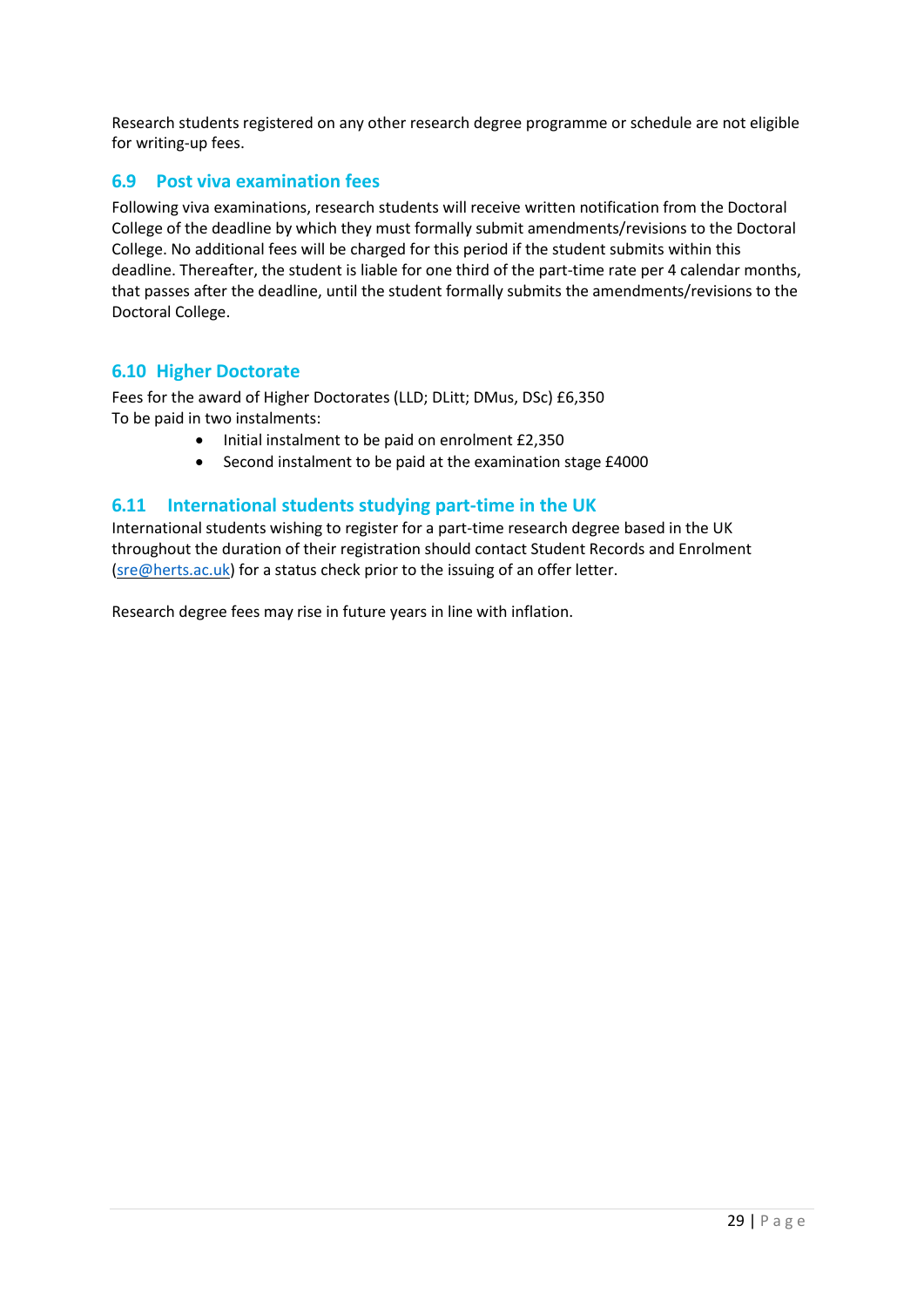Research students registered on any other research degree programme or schedule are not eligible for writing-up fees.

### 6.9 Post viva examination fees

Following viva examinations, research students will receive written notification from the Doctoral College of the deadline by which they must formally submit amendments/revisions to the Doctoral College. No additional fees will be charged for this period if the student submits within this deadline. Thereafter, the student is liable for one third of the part-time rate per 4 calendar months, that passes after the deadline, until the student formally submits the amendments/revisions to the Doctoral College.

### 6.10 Higher Doctorate

Fees for the award of Higher Doctorates (LLD; DLitt; DMus, DSc) £6,350
To be paid in two instalments:

- Initial instalment to be paid on enrolment £2,350
- Second instalment to be paid at the examination stage £4000

### 6.11 International students studying part-time in the UK

International students wishing to register for a part-time research degree based in the UK throughout the duration of their registration should contact Student Records and Enrolment (sre@herts.ac.uk) for a status check prior to the issuing of an offer letter.

Research degree fees may rise in future years in line with inflation.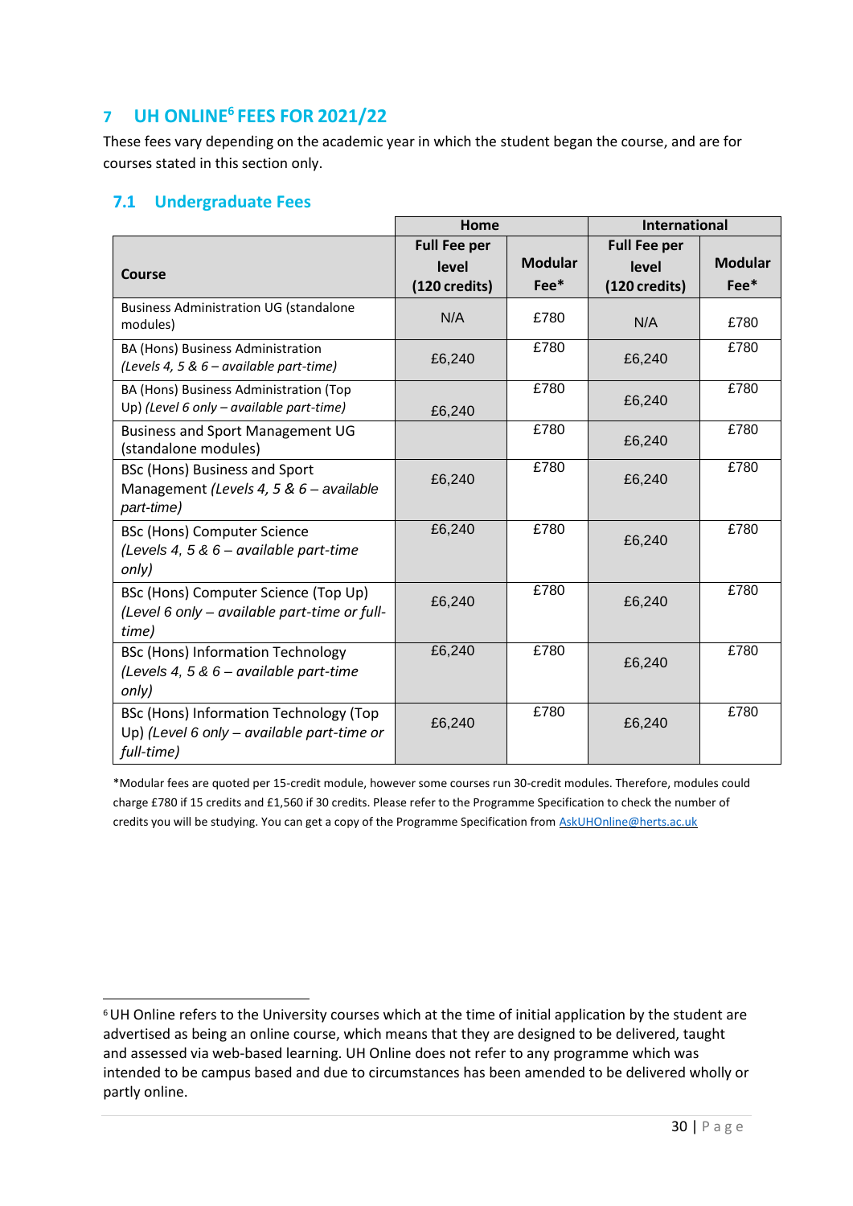## 7 UH ONLINE[6] FEES FOR 2021/22

These fees vary depending on the academic year in which the student began the course, and are for courses stated in this section only.

### 7.1 Undergraduate Fees

| | Home | | International | |
|---|---|---|---|---|
| **Course** | **Full Fee per level (120 credits)** | **Modular Fee*** | **Full Fee per level (120 credits)** | **Modular Fee*** |
| Business Administration UG (standalone modules) | N/A | £780 | N/A | £780 |
| BA (Hons) Business Administration *(Levels 4, 5 & 6 – available part-time)* | £6,240 | £780 | £6,240 | £780 |
| BA (Hons) Business Administration (Top Up) *(Level 6 only – available part-time)* | £6,240 | £780 | £6,240 | £780 |
| Business and Sport Management UG (standalone modules) | | £780 | £6,240 | £780 |
| BSc (Hons) Business and Sport Management *(Levels 4, 5 & 6 – available part-time)* | £6,240 | £780 | £6,240 | £780 |
| BSc (Hons) Computer Science *(Levels 4, 5 & 6 – available part-time only)* | £6,240 | £780 | £6,240 | £780 |
| BSc (Hons) Computer Science (Top Up) *(Level 6 only – available part-time or full-time)* | £6,240 | £780 | £6,240 | £780 |
| BSc (Hons) Information Technology *(Levels 4, 5 & 6 – available part-time only)* | £6,240 | £780 | £6,240 | £780 |
| BSc (Hons) Information Technology (Top Up) *(Level 6 only – available part-time or full-time)* | £6,240 | £780 | £6,240 | £780 |

*Modular fees are quoted per 15-credit module, however some courses run 30-credit modules. Therefore, modules could charge £780 if 15 credits and £1,560 if 30 credits. Please refer to the Programme Specification to check the number of credits you will be studying. You can get a copy of the Programme Specification from AskUHOnline@herts.ac.uk

[6] UH Online refers to the University courses which at the time of initial application by the student are advertised as being an online course, which means that they are designed to be delivered, taught and assessed via web-based learning. UH Online does not refer to any programme which was intended to be campus based and due to circumstances has been amended to be delivered wholly or partly online.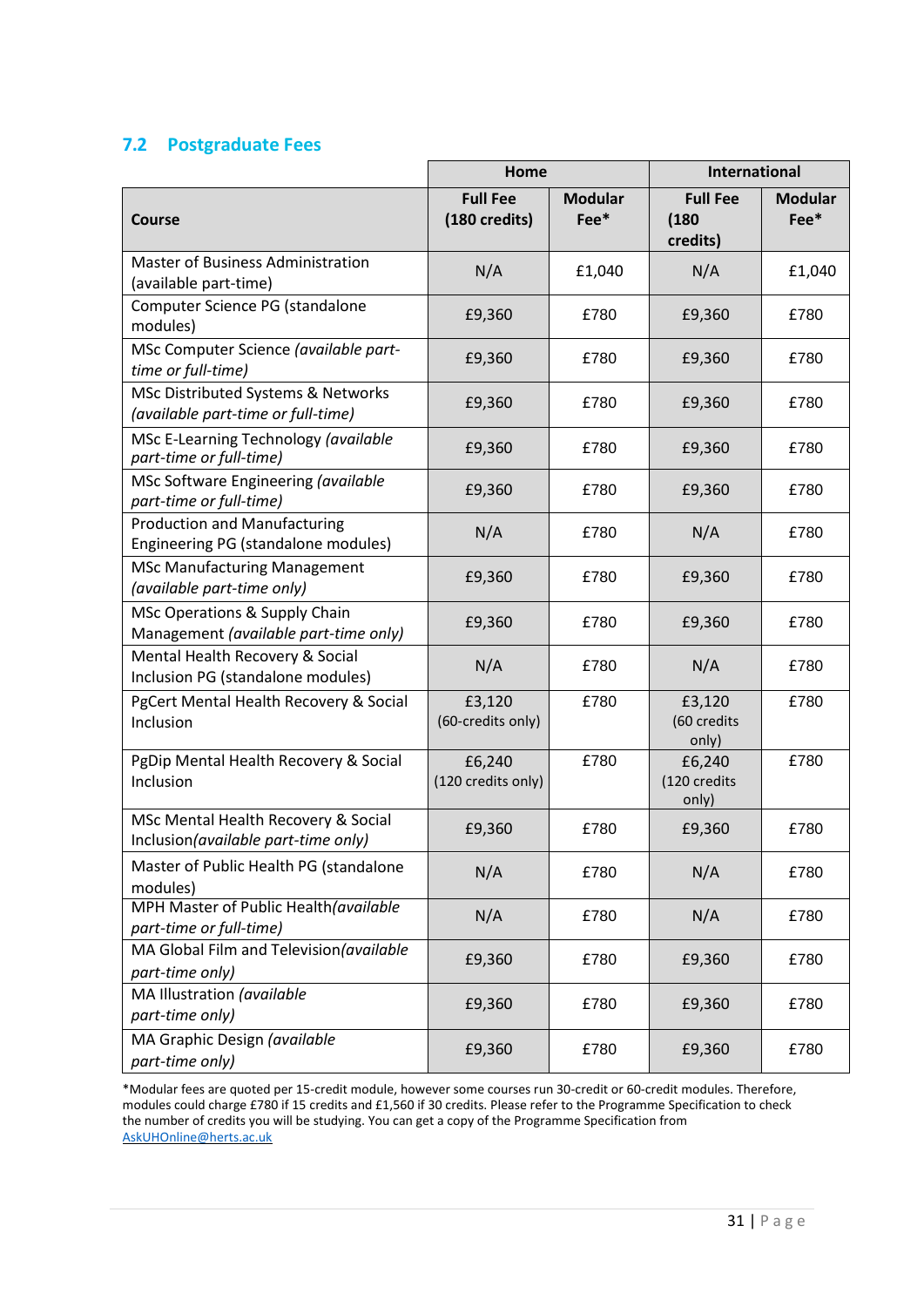## 7.2 Postgraduate Fees

| | Home | | International | |
|---|---|---|---|---|
| **Course** | **Full Fee (180 credits)** | **Modular Fee*** | **Full Fee (180 credits)** | **Modular Fee*** |
| Master of Business Administration (available part-time) | N/A | £1,040 | N/A | £1,040 |
| Computer Science PG (standalone modules) | £9,360 | £780 | £9,360 | £780 |
| MSc Computer Science *(available part-time or full-time)* | £9,360 | £780 | £9,360 | £780 |
| MSc Distributed Systems & Networks *(available part-time or full-time)* | £9,360 | £780 | £9,360 | £780 |
| MSc E-Learning Technology *(available part-time or full-time)* | £9,360 | £780 | £9,360 | £780 |
| MSc Software Engineering *(available part-time or full-time)* | £9,360 | £780 | £9,360 | £780 |
| Production and Manufacturing Engineering PG (standalone modules) | N/A | £780 | N/A | £780 |
| MSc Manufacturing Management *(available part-time only)* | £9,360 | £780 | £9,360 | £780 |
| MSc Operations & Supply Chain Management *(available part-time only)* | £9,360 | £780 | £9,360 | £780 |
| Mental Health Recovery & Social Inclusion PG (standalone modules) | N/A | £780 | N/A | £780 |
| PgCert Mental Health Recovery & Social Inclusion | £3,120 (60-credits only) | £780 | £3,120 (60 credits only) | £780 |
| PgDip Mental Health Recovery & Social Inclusion | £6,240 (120 credits only) | £780 | £6,240 (120 credits only) | £780 |
| MSc Mental Health Recovery & Social Inclusion*(available part-time only)* | £9,360 | £780 | £9,360 | £780 |
| Master of Public Health PG (standalone modules) | N/A | £780 | N/A | £780 |
| MPH Master of Public Health*(available part-time or full-time)* | N/A | £780 | N/A | £780 |
| MA Global Film and Television*(available part-time only)* | £9,360 | £780 | £9,360 | £780 |
| MA Illustration *(available part-time only)* | £9,360 | £780 | £9,360 | £780 |
| MA Graphic Design *(available part-time only)* | £9,360 | £780 | £9,360 | £780 |

*Modular fees are quoted per 15-credit module, however some courses run 30-credit or 60-credit modules. Therefore, modules could charge £780 if 15 credits and £1,560 if 30 credits. Please refer to the Programme Specification to check the number of credits you will be studying. You can get a copy of the Programme Specification from AskUHOnline@herts.ac.uk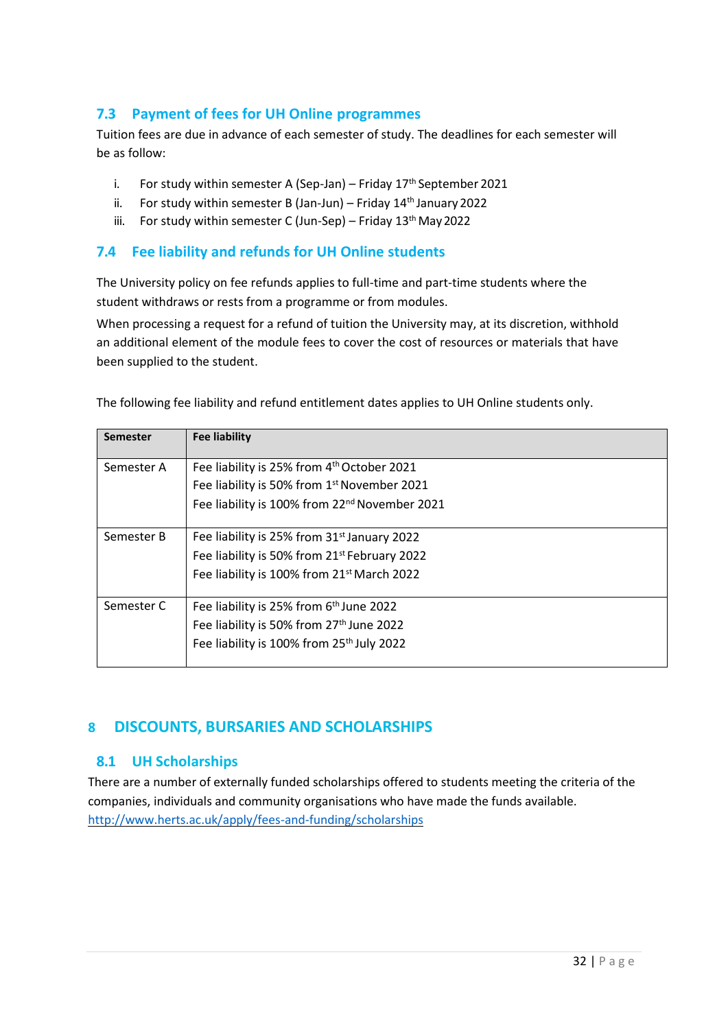## 7.3 Payment of fees for UH Online programmes

Tuition fees are due in advance of each semester of study. The deadlines for each semester will be as follow:

i. For study within semester A (Sep-Jan) – Friday 17th September 2021
ii. For study within semester B (Jan-Jun) – Friday 14th January 2022
iii. For study within semester C (Jun-Sep) – Friday 13th May 2022

## 7.4 Fee liability and refunds for UH Online students

The University policy on fee refunds applies to full-time and part-time students where the student withdraws or rests from a programme or from modules.

When processing a request for a refund of tuition the University may, at its discretion, withhold an additional element of the module fees to cover the cost of resources or materials that have been supplied to the student.

The following fee liability and refund entitlement dates applies to UH Online students only.

| Semester | Fee liability |
|---|---|
| Semester A | Fee liability is 25% from 4th October 2021<br>Fee liability is 50% from 1st November 2021<br>Fee liability is 100% from 22nd November 2021 |
| Semester B | Fee liability is 25% from 31st January 2022<br>Fee liability is 50% from 21st February 2022<br>Fee liability is 100% from 21st March 2022 |
| Semester C | Fee liability is 25% from 6th June 2022<br>Fee liability is 50% from 27th June 2022<br>Fee liability is 100% from 25th July 2022 |

# 8 DISCOUNTS, BURSARIES AND SCHOLARSHIPS

## 8.1 UH Scholarships

There are a number of externally funded scholarships offered to students meeting the criteria of the companies, individuals and community organisations who have made the funds available.
http://www.herts.ac.uk/apply/fees-and-funding/scholarships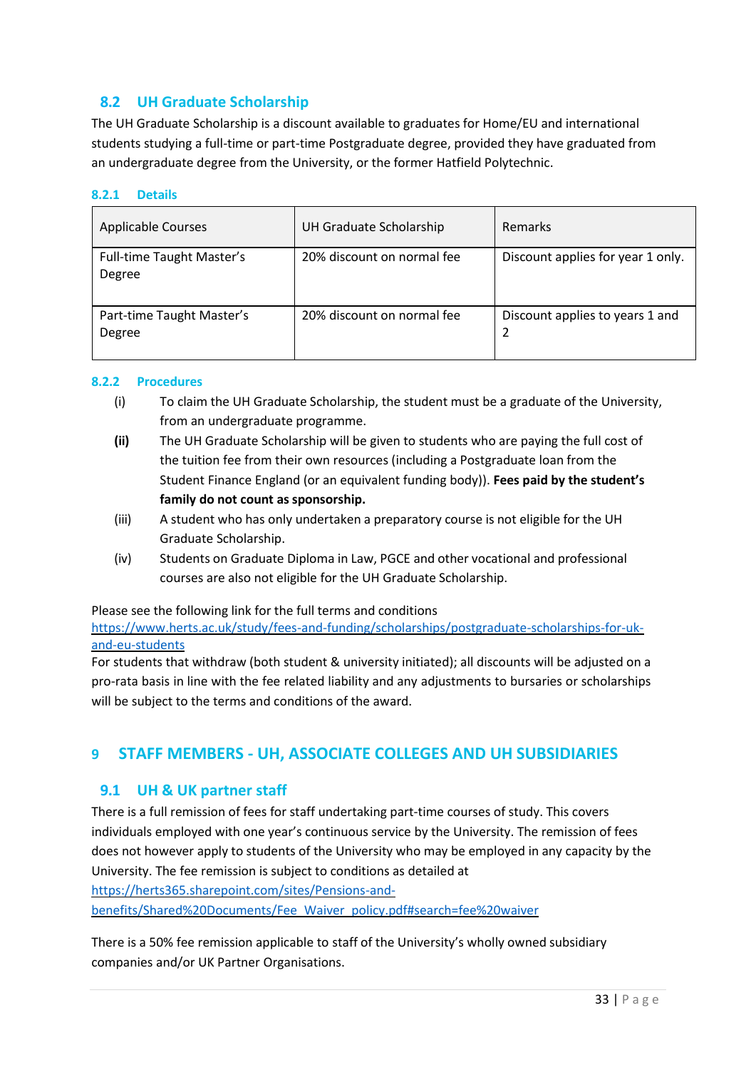## 8.2 UH Graduate Scholarship

The UH Graduate Scholarship is a discount available to graduates for Home/EU and international students studying a full-time or part-time Postgraduate degree, provided they have graduated from an undergraduate degree from the University, or the former Hatfield Polytechnic.

### 8.2.1 Details

| Applicable Courses | UH Graduate Scholarship | Remarks |
|---|---|---|
| Full-time Taught Master's Degree | 20% discount on normal fee | Discount applies for year 1 only. |
| Part-time Taught Master's Degree | 20% discount on normal fee | Discount applies to years 1 and 2 |

### 8.2.2 Procedures

(i) To claim the UH Graduate Scholarship, the student must be a graduate of the University, from an undergraduate programme.

**(ii)** The UH Graduate Scholarship will be given to students who are paying the full cost of the tuition fee from their own resources (including a Postgraduate loan from the Student Finance England (or an equivalent funding body)). **Fees paid by the student's family do not count as sponsorship.**

(iii) A student who has only undertaken a preparatory course is not eligible for the UH Graduate Scholarship.

(iv) Students on Graduate Diploma in Law, PGCE and other vocational and professional courses are also not eligible for the UH Graduate Scholarship.

Please see the following link for the full terms and conditions
https://www.herts.ac.uk/study/fees-and-funding/scholarships/postgraduate-scholarships-for-uk-and-eu-students
For students that withdraw (both student & university initiated); all discounts will be adjusted on a pro-rata basis in line with the fee related liability and any adjustments to bursaries or scholarships will be subject to the terms and conditions of the award.

# 9 STAFF MEMBERS - UH, ASSOCIATE COLLEGES AND UH SUBSIDIARIES

## 9.1 UH & UK partner staff

There is a full remission of fees for staff undertaking part-time courses of study. This covers individuals employed with one year's continuous service by the University. The remission of fees does not however apply to students of the University who may be employed in any capacity by the University. The fee remission is subject to conditions as detailed at
https://herts365.sharepoint.com/sites/Pensions-and-benefits/Shared%20Documents/Fee_Waiver_policy.pdf#search=fee%20waiver

There is a 50% fee remission applicable to staff of the University's wholly owned subsidiary companies and/or UK Partner Organisations.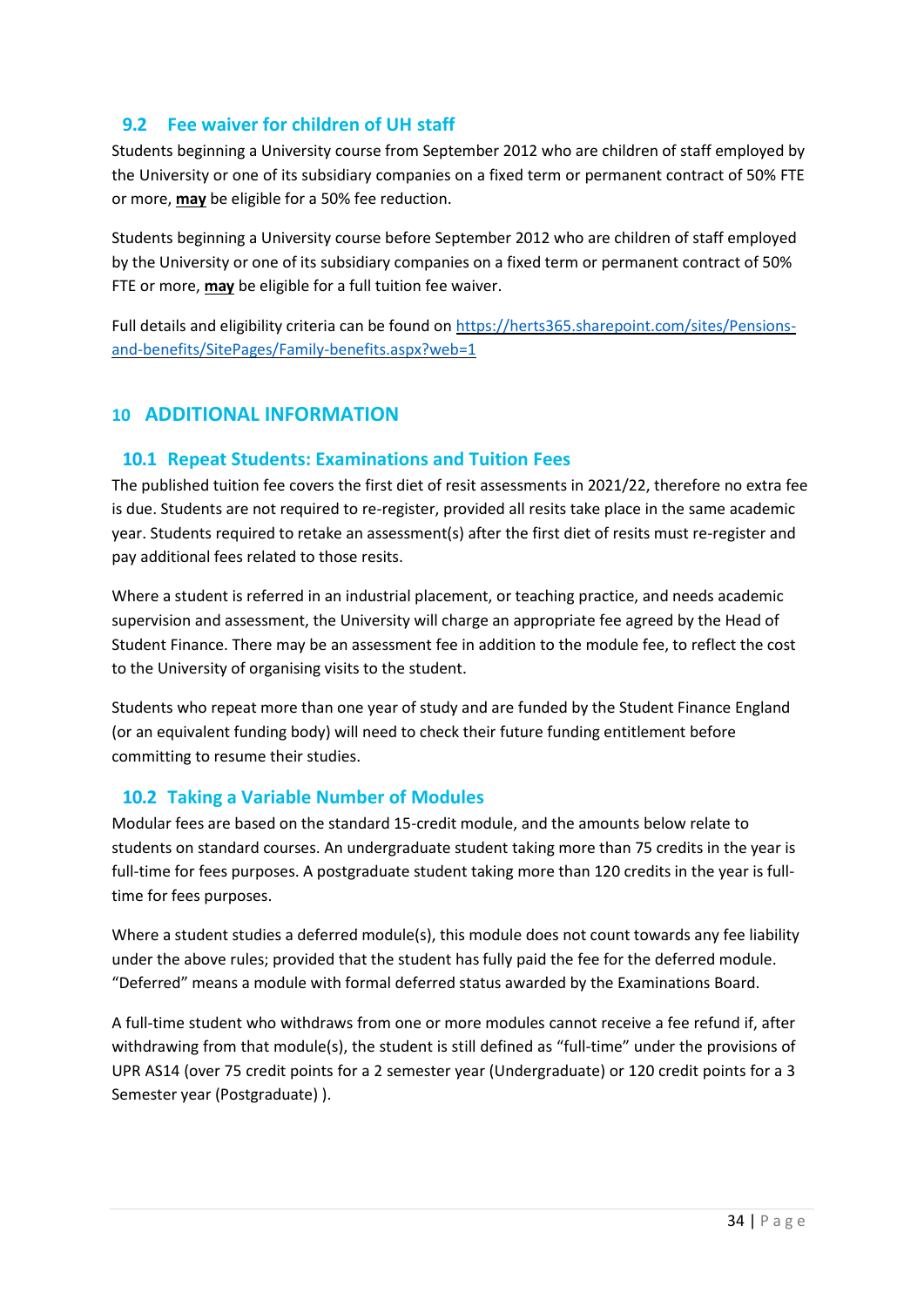## 9.2 Fee waiver for children of UH staff

Students beginning a University course from September 2012 who are children of staff employed by the University or one of its subsidiary companies on a fixed term or permanent contract of 50% FTE or more, **may** be eligible for a 50% fee reduction.

Students beginning a University course before September 2012 who are children of staff employed by the University or one of its subsidiary companies on a fixed term or permanent contract of 50% FTE or more, **may** be eligible for a full tuition fee waiver.

Full details and eligibility criteria can be found on [https://herts365.sharepoint.com/sites/Pensions-and-benefits/SitePages/Family-benefits.aspx?web=1](https://herts365.sharepoint.com/sites/Pensions-and-benefits/SitePages/Family-benefits.aspx?web=1)

# 10 ADDITIONAL INFORMATION

## 10.1 Repeat Students: Examinations and Tuition Fees

The published tuition fee covers the first diet of resit assessments in 2021/22, therefore no extra fee is due. Students are not required to re-register, provided all resits take place in the same academic year. Students required to retake an assessment(s) after the first diet of resits must re-register and pay additional fees related to those resits.

Where a student is referred in an industrial placement, or teaching practice, and needs academic supervision and assessment, the University will charge an appropriate fee agreed by the Head of Student Finance. There may be an assessment fee in addition to the module fee, to reflect the cost to the University of organising visits to the student.

Students who repeat more than one year of study and are funded by the Student Finance England (or an equivalent funding body) will need to check their future funding entitlement before committing to resume their studies.

## 10.2 Taking a Variable Number of Modules

Modular fees are based on the standard 15-credit module, and the amounts below relate to students on standard courses. An undergraduate student taking more than 75 credits in the year is full-time for fees purposes. A postgraduate student taking more than 120 credits in the year is full-time for fees purposes.

Where a student studies a deferred module(s), this module does not count towards any fee liability under the above rules; provided that the student has fully paid the fee for the deferred module. "Deferred" means a module with formal deferred status awarded by the Examinations Board.

A full-time student who withdraws from one or more modules cannot receive a fee refund if, after withdrawing from that module(s), the student is still defined as "full-time" under the provisions of UPR AS14 (over 75 credit points for a 2 semester year (Undergraduate) or 120 credit points for a 3 Semester year (Postgraduate) ).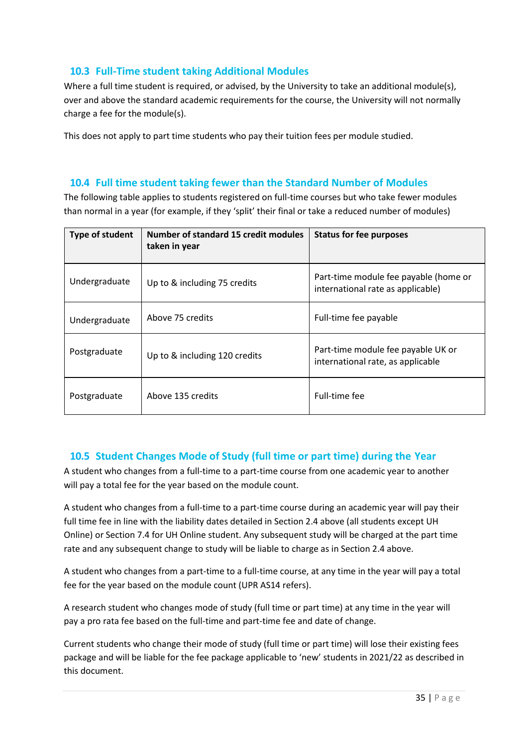## 10.3 Full-Time student taking Additional Modules

Where a full time student is required, or advised, by the University to take an additional module(s), over and above the standard academic requirements for the course, the University will not normally charge a fee for the module(s).

This does not apply to part time students who pay their tuition fees per module studied.

## 10.4 Full time student taking fewer than the Standard Number of Modules

The following table applies to students registered on full-time courses but who take fewer modules than normal in a year (for example, if they 'split' their final or take a reduced number of modules)

| Type of student | Number of standard 15 credit modules taken in year | Status for fee purposes |
|---|---|---|
| Undergraduate | Up to & including 75 credits | Part-time module fee payable (home or international rate as applicable) |
| Undergraduate | Above 75 credits | Full-time fee payable |
| Postgraduate | Up to & including 120 credits | Part-time module fee payable UK or international rate, as applicable |
| Postgraduate | Above 135 credits | Full-time fee |

## 10.5 Student Changes Mode of Study (full time or part time) during the Year

A student who changes from a full-time to a part-time course from one academic year to another will pay a total fee for the year based on the module count.

A student who changes from a full-time to a part-time course during an academic year will pay their full time fee in line with the liability dates detailed in Section 2.4 above (all students except UH Online) or Section 7.4 for UH Online student. Any subsequent study will be charged at the part time rate and any subsequent change to study will be liable to charge as in Section 2.4 above.

A student who changes from a part-time to a full-time course, at any time in the year will pay a total fee for the year based on the module count (UPR AS14 refers).

A research student who changes mode of study (full time or part time) at any time in the year will pay a pro rata fee based on the full-time and part-time fee and date of change.

Current students who change their mode of study (full time or part time) will lose their existing fees package and will be liable for the fee package applicable to 'new' students in 2021/22 as described in this document.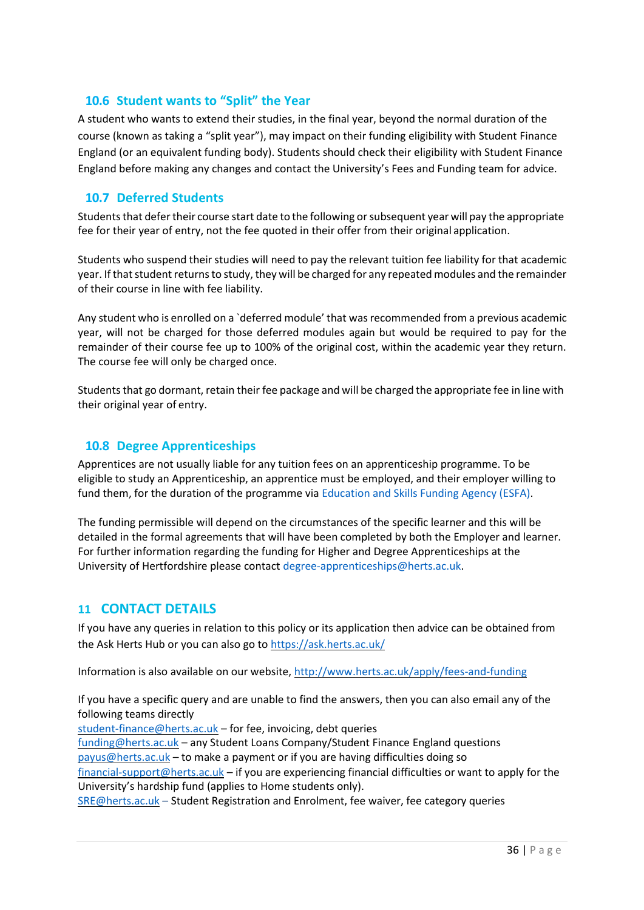### 10.6 Student wants to "Split" the Year

A student who wants to extend their studies, in the final year, beyond the normal duration of the course (known as taking a "split year"), may impact on their funding eligibility with Student Finance England (or an equivalent funding body). Students should check their eligibility with Student Finance England before making any changes and contact the University's Fees and Funding team for advice.

### 10.7 Deferred Students

Students that defer their course start date to the following or subsequent year will pay the appropriate fee for their year of entry, not the fee quoted in their offer from their original application.

Students who suspend their studies will need to pay the relevant tuition fee liability for that academic year. If that student returns to study, they will be charged for any repeated modules and the remainder of their course in line with fee liability.

Any student who is enrolled on a `deferred module' that was recommended from a previous academic year, will not be charged for those deferred modules again but would be required to pay for the remainder of their course fee up to 100% of the original cost, within the academic year they return. The course fee will only be charged once.

Students that go dormant, retain their fee package and will be charged the appropriate fee in line with their original year of entry.

### 10.8 Degree Apprenticeships

Apprentices are not usually liable for any tuition fees on an apprenticeship programme. To be eligible to study an Apprenticeship, an apprentice must be employed, and their employer willing to fund them, for the duration of the programme via Education and Skills Funding Agency (ESFA).

The funding permissible will depend on the circumstances of the specific learner and this will be detailed in the formal agreements that will have been completed by both the Employer and learner. For further information regarding the funding for Higher and Degree Apprenticeships at the University of Hertfordshire please contact degree-apprenticeships@herts.ac.uk.

## 11 CONTACT DETAILS

If you have any queries in relation to this policy or its application then advice can be obtained from the Ask Herts Hub or you can also go to https://ask.herts.ac.uk/

Information is also available on our website, http://www.herts.ac.uk/apply/fees-and-funding

If you have a specific query and are unable to find the answers, then you can also email any of the following teams directly
student-finance@herts.ac.uk – for fee, invoicing, debt queries
funding@herts.ac.uk – any Student Loans Company/Student Finance England questions
payus@herts.ac.uk – to make a payment or if you are having difficulties doing so
financial-support@herts.ac.uk – if you are experiencing financial difficulties or want to apply for the University's hardship fund (applies to Home students only).
SRE@herts.ac.uk – Student Registration and Enrolment, fee waiver, fee category queries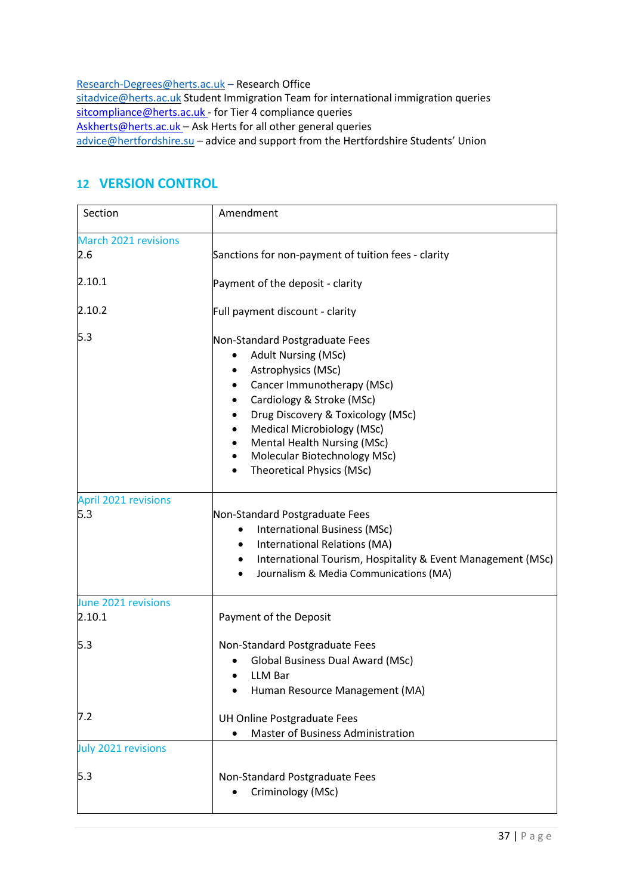Research-Degrees@herts.ac.uk – Research Office
sitadvice@herts.ac.uk Student Immigration Team for international immigration queries
sitcompliance@herts.ac.uk - for Tier 4 compliance queries
Askherts@herts.ac.uk – Ask Herts for all other general queries
advice@hertfordshire.su – advice and support from the Hertfordshire Students' Union

## 12 VERSION CONTROL

| Section | Amendment |
|---|---|
| March 2021 revisions | |
| 2.6 | Sanctions for non-payment of tuition fees - clarity |
| 2.10.1 | Payment of the deposit - clarity |
| 2.10.2 | Full payment discount - clarity |
| 5.3 | Non-Standard Postgraduate Fees<br>• Adult Nursing (MSc)<br>• Astrophysics (MSc)<br>• Cancer Immunotherapy (MSc)<br>• Cardiology & Stroke (MSc)<br>• Drug Discovery & Toxicology (MSc)<br>• Medical Microbiology (MSc)<br>• Mental Health Nursing (MSc)<br>• Molecular Biotechnology MSc)<br>• Theoretical Physics (MSc) |
| April 2021 revisions | |
| 5.3 | Non-Standard Postgraduate Fees<br>• International Business (MSc)<br>• International Relations (MA)<br>• International Tourism, Hospitality & Event Management (MSc)<br>• Journalism & Media Communications (MA) |
| June 2021 revisions | |
| 2.10.1 | Payment of the Deposit |
| 5.3 | Non-Standard Postgraduate Fees<br>• Global Business Dual Award (MSc)<br>• LLM Bar<br>• Human Resource Management (MA) |
| 7.2 | UH Online Postgraduate Fees<br>• Master of Business Administration |
| July 2021 revisions | |
| 5.3 | Non-Standard Postgraduate Fees<br>• Criminology (MSc) |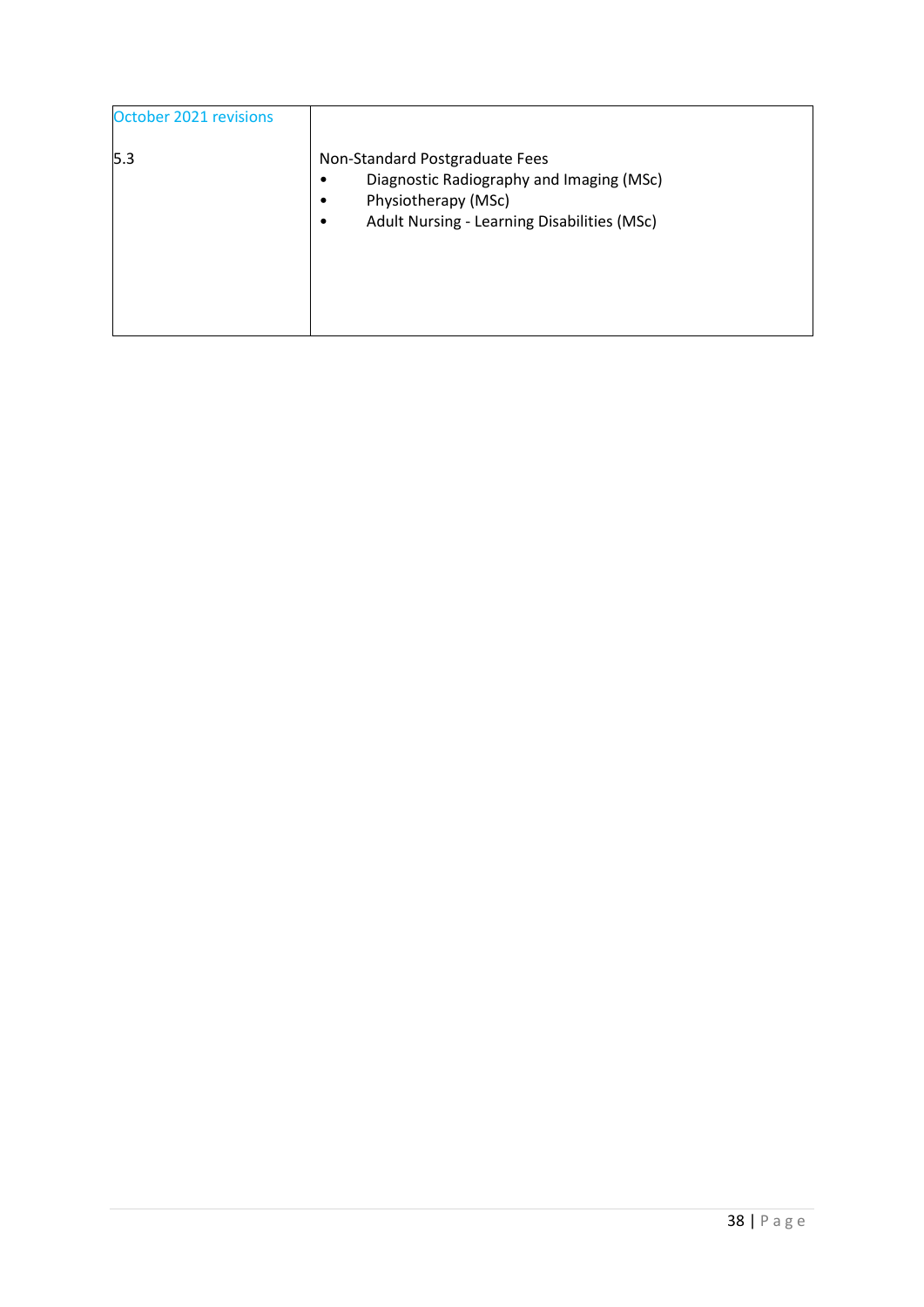| | |
|---|---|
| October 2021 revisions<br><br>5.3 | Non-Standard Postgraduate Fees<br>• Diagnostic Radiography and Imaging (MSc)<br>• Physiotherapy (MSc)<br>• Adult Nursing - Learning Disabilities (MSc) |